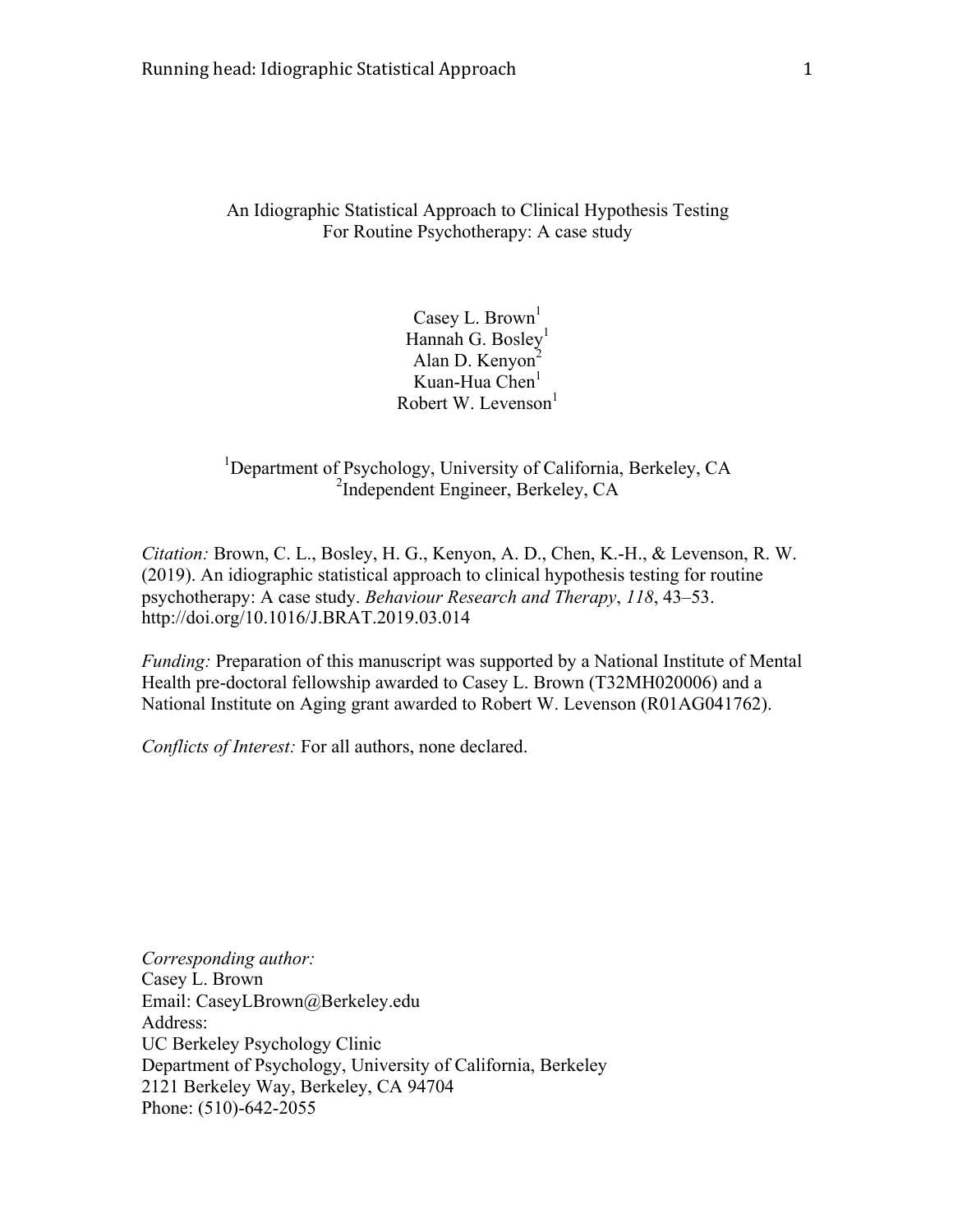# An Idiographic Statistical Approach to Clinical Hypothesis Testing For Routine Psychotherapy: A case study

Casey L. Brown[1]
Hannah G. Bosley[1]
Alan D. Kenyon[2]
Kuan-Hua Chen[1]
Robert W. Levenson[1]

[1]Department of Psychology, University of California, Berkeley, CA
[2]Independent Engineer, Berkeley, CA

*Citation:* Brown, C. L., Bosley, H. G., Kenyon, A. D., Chen, K.-H., & Levenson, R. W. (2019). An idiographic statistical approach to clinical hypothesis testing for routine psychotherapy: A case study. *Behaviour Research and Therapy*, *118*, 43–53. http://doi.org/10.1016/J.BRAT.2019.03.014

*Funding:* Preparation of this manuscript was supported by a National Institute of Mental Health pre-doctoral fellowship awarded to Casey L. Brown (T32MH020006) and a National Institute on Aging grant awarded to Robert W. Levenson (R01AG041762).

*Conflicts of Interest:* For all authors, none declared.

*Corresponding author:*
Casey L. Brown
Email: CaseyLBrown@Berkeley.edu
Address:
UC Berkeley Psychology Clinic
Department of Psychology, University of California, Berkeley
2121 Berkeley Way, Berkeley, CA 94704
Phone: (510)-642-2055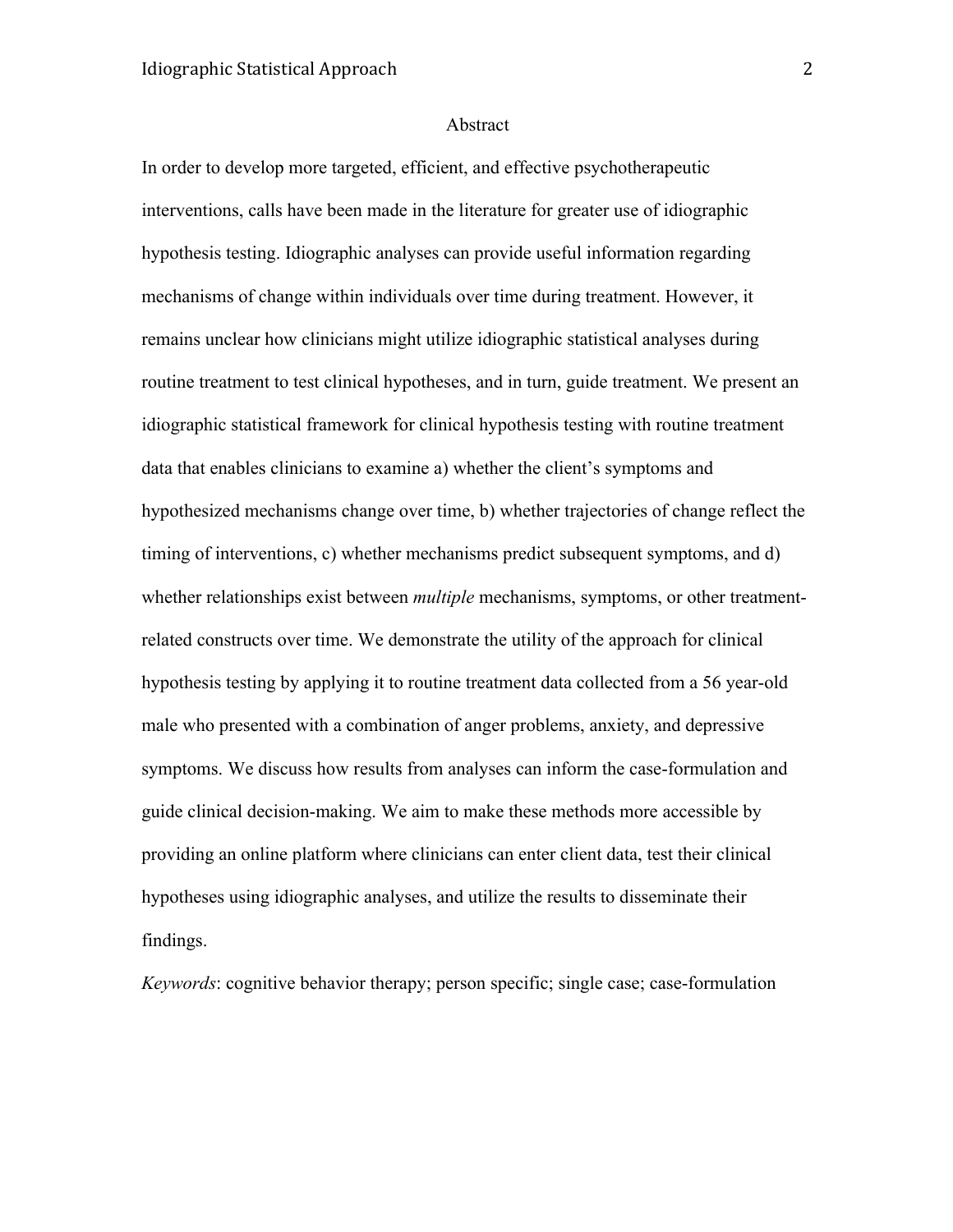# Abstract

In order to develop more targeted, efficient, and effective psychotherapeutic interventions, calls have been made in the literature for greater use of idiographic hypothesis testing. Idiographic analyses can provide useful information regarding mechanisms of change within individuals over time during treatment. However, it remains unclear how clinicians might utilize idiographic statistical analyses during routine treatment to test clinical hypotheses, and in turn, guide treatment. We present an idiographic statistical framework for clinical hypothesis testing with routine treatment data that enables clinicians to examine a) whether the client's symptoms and hypothesized mechanisms change over time, b) whether trajectories of change reflect the timing of interventions, c) whether mechanisms predict subsequent symptoms, and d) whether relationships exist between *multiple* mechanisms, symptoms, or other treatment-related constructs over time. We demonstrate the utility of the approach for clinical hypothesis testing by applying it to routine treatment data collected from a 56 year-old male who presented with a combination of anger problems, anxiety, and depressive symptoms. We discuss how results from analyses can inform the case-formulation and guide clinical decision-making. We aim to make these methods more accessible by providing an online platform where clinicians can enter client data, test their clinical hypotheses using idiographic analyses, and utilize the results to disseminate their findings.

*Keywords*: cognitive behavior therapy; person specific; single case; case-formulation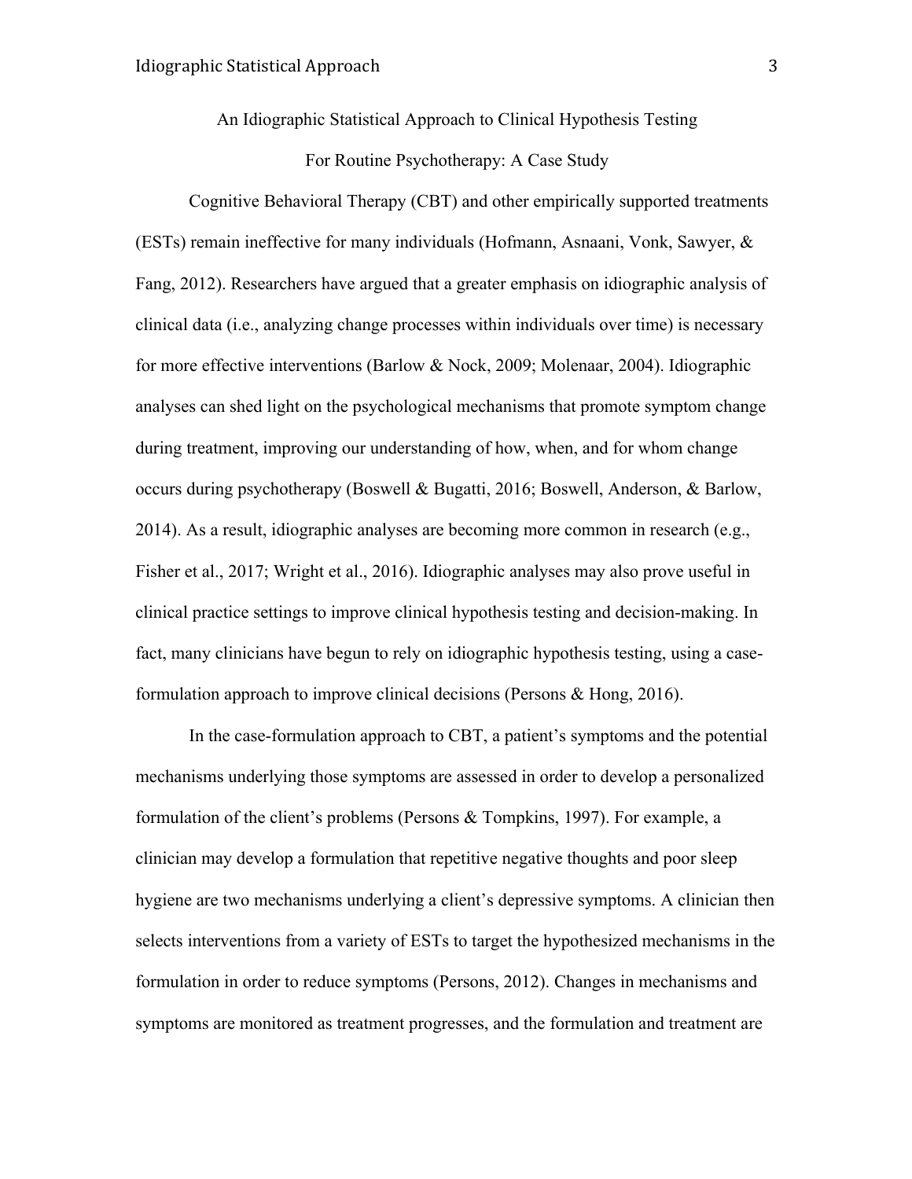# An Idiographic Statistical Approach to Clinical Hypothesis Testing For Routine Psychotherapy: A Case Study

Cognitive Behavioral Therapy (CBT) and other empirically supported treatments (ESTs) remain ineffective for many individuals (Hofmann, Asnaani, Vonk, Sawyer, & Fang, 2012). Researchers have argued that a greater emphasis on idiographic analysis of clinical data (i.e., analyzing change processes within individuals over time) is necessary for more effective interventions (Barlow & Nock, 2009; Molenaar, 2004). Idiographic analyses can shed light on the psychological mechanisms that promote symptom change during treatment, improving our understanding of how, when, and for whom change occurs during psychotherapy (Boswell & Bugatti, 2016; Boswell, Anderson, & Barlow, 2014). As a result, idiographic analyses are becoming more common in research (e.g., Fisher et al., 2017; Wright et al., 2016). Idiographic analyses may also prove useful in clinical practice settings to improve clinical hypothesis testing and decision-making. In fact, many clinicians have begun to rely on idiographic hypothesis testing, using a case-formulation approach to improve clinical decisions (Persons & Hong, 2016).

In the case-formulation approach to CBT, a patient's symptoms and the potential mechanisms underlying those symptoms are assessed in order to develop a personalized formulation of the client's problems (Persons & Tompkins, 1997). For example, a clinician may develop a formulation that repetitive negative thoughts and poor sleep hygiene are two mechanisms underlying a client's depressive symptoms. A clinician then selects interventions from a variety of ESTs to target the hypothesized mechanisms in the formulation in order to reduce symptoms (Persons, 2012). Changes in mechanisms and symptoms are monitored as treatment progresses, and the formulation and treatment are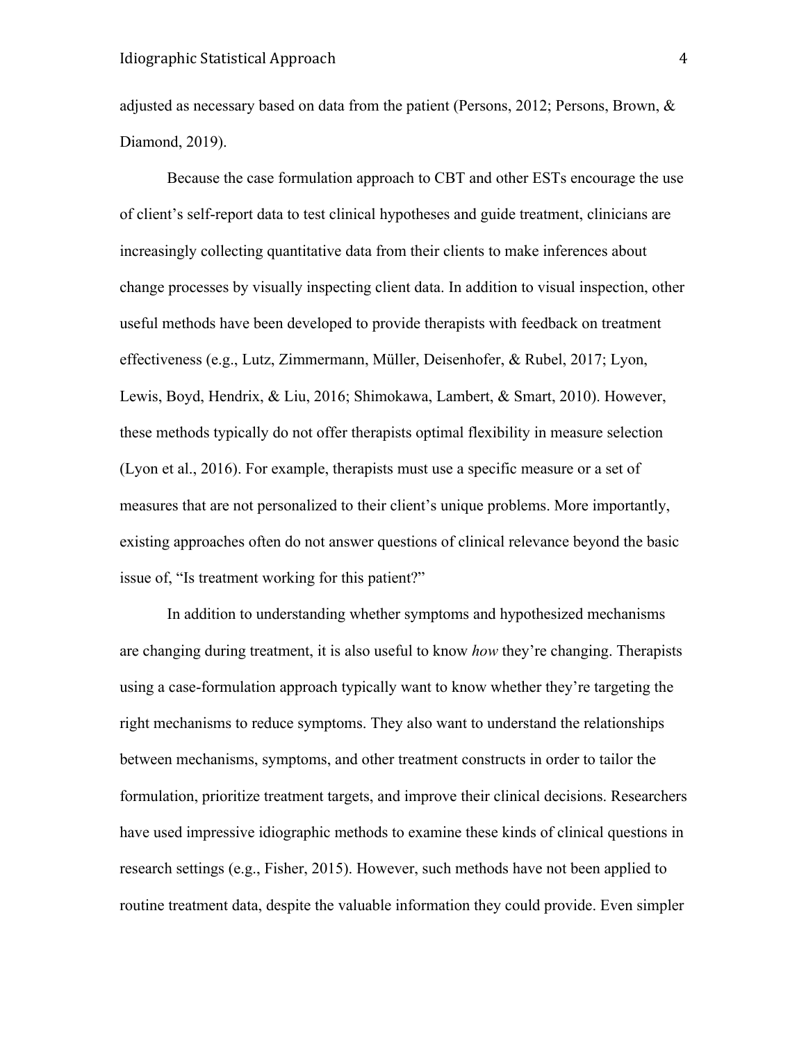adjusted as necessary based on data from the patient (Persons, 2012; Persons, Brown, & Diamond, 2019).

Because the case formulation approach to CBT and other ESTs encourage the use of client's self-report data to test clinical hypotheses and guide treatment, clinicians are increasingly collecting quantitative data from their clients to make inferences about change processes by visually inspecting client data. In addition to visual inspection, other useful methods have been developed to provide therapists with feedback on treatment effectiveness (e.g., Lutz, Zimmermann, Müller, Deisenhofer, & Rubel, 2017; Lyon, Lewis, Boyd, Hendrix, & Liu, 2016; Shimokawa, Lambert, & Smart, 2010). However, these methods typically do not offer therapists optimal flexibility in measure selection (Lyon et al., 2016). For example, therapists must use a specific measure or a set of measures that are not personalized to their client's unique problems. More importantly, existing approaches often do not answer questions of clinical relevance beyond the basic issue of, "Is treatment working for this patient?"

In addition to understanding whether symptoms and hypothesized mechanisms are changing during treatment, it is also useful to know *how* they're changing. Therapists using a case-formulation approach typically want to know whether they're targeting the right mechanisms to reduce symptoms. They also want to understand the relationships between mechanisms, symptoms, and other treatment constructs in order to tailor the formulation, prioritize treatment targets, and improve their clinical decisions. Researchers have used impressive idiographic methods to examine these kinds of clinical questions in research settings (e.g., Fisher, 2015). However, such methods have not been applied to routine treatment data, despite the valuable information they could provide. Even simpler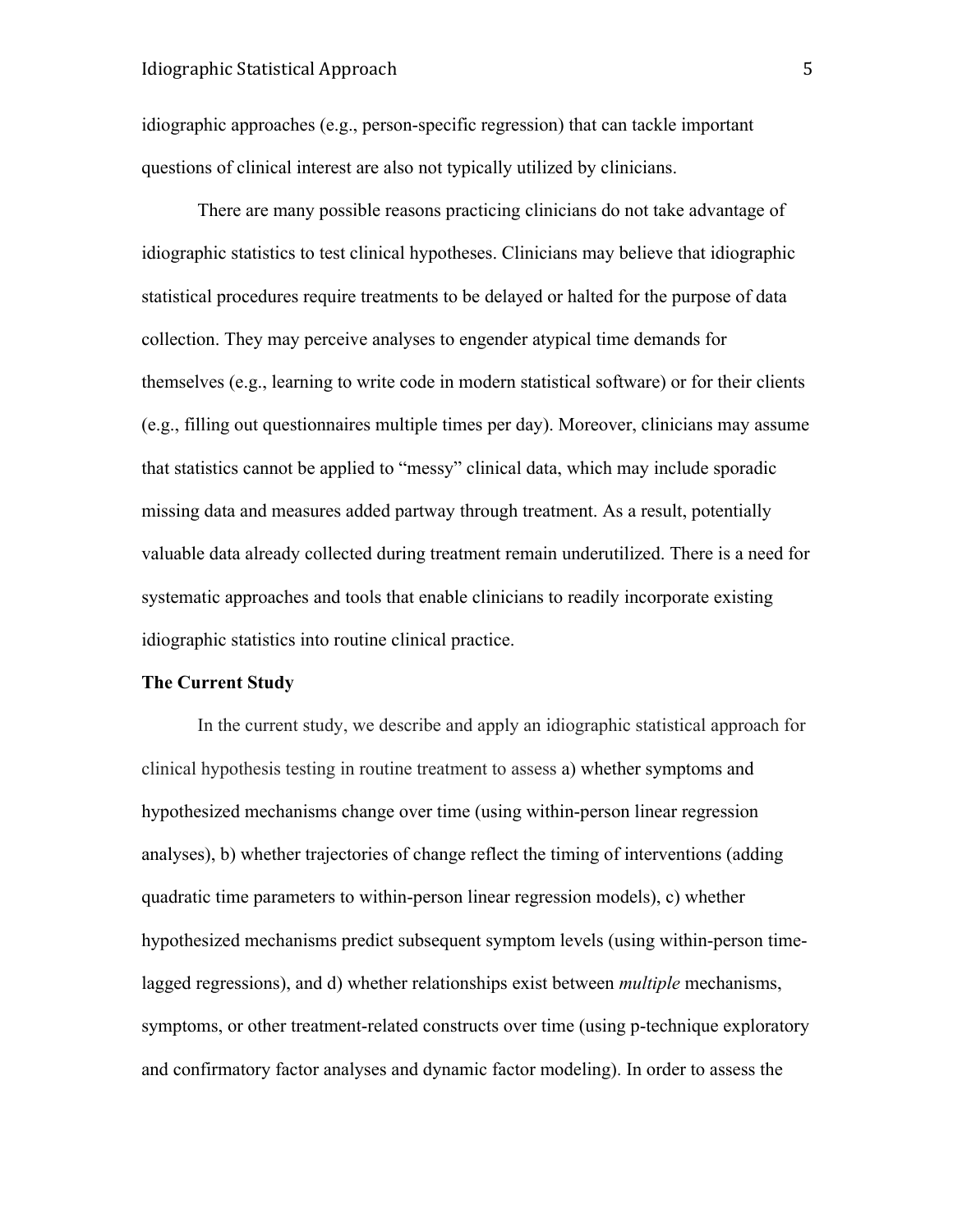idiographic approaches (e.g., person-specific regression) that can tackle important questions of clinical interest are also not typically utilized by clinicians.

There are many possible reasons practicing clinicians do not take advantage of idiographic statistics to test clinical hypotheses. Clinicians may believe that idiographic statistical procedures require treatments to be delayed or halted for the purpose of data collection. They may perceive analyses to engender atypical time demands for themselves (e.g., learning to write code in modern statistical software) or for their clients (e.g., filling out questionnaires multiple times per day). Moreover, clinicians may assume that statistics cannot be applied to "messy" clinical data, which may include sporadic missing data and measures added partway through treatment. As a result, potentially valuable data already collected during treatment remain underutilized. There is a need for systematic approaches and tools that enable clinicians to readily incorporate existing idiographic statistics into routine clinical practice.

**The Current Study**

In the current study, we describe and apply an idiographic statistical approach for clinical hypothesis testing in routine treatment to assess a) whether symptoms and hypothesized mechanisms change over time (using within-person linear regression analyses), b) whether trajectories of change reflect the timing of interventions (adding quadratic time parameters to within-person linear regression models), c) whether hypothesized mechanisms predict subsequent symptom levels (using within-person time-lagged regressions), and d) whether relationships exist between *multiple* mechanisms, symptoms, or other treatment-related constructs over time (using p-technique exploratory and confirmatory factor analyses and dynamic factor modeling). In order to assess the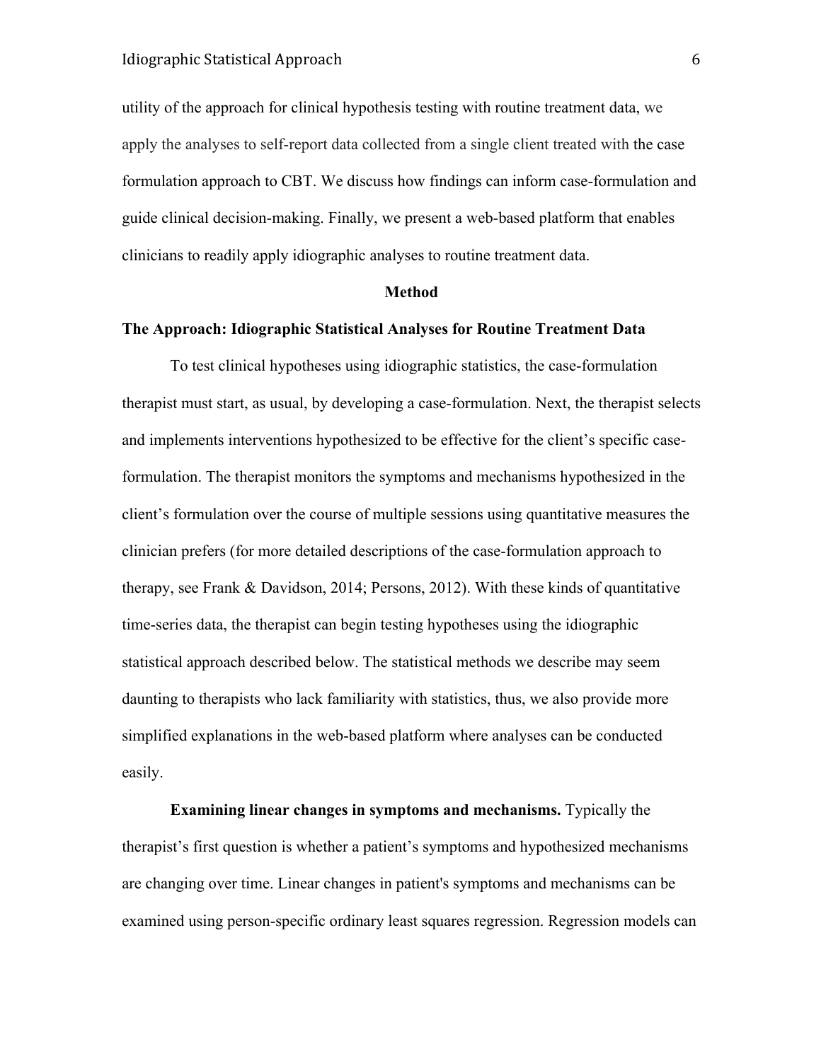utility of the approach for clinical hypothesis testing with routine treatment data, we apply the analyses to self-report data collected from a single client treated with the case formulation approach to CBT. We discuss how findings can inform case-formulation and guide clinical decision-making. Finally, we present a web-based platform that enables clinicians to readily apply idiographic analyses to routine treatment data.

## Method

### The Approach: Idiographic Statistical Analyses for Routine Treatment Data

To test clinical hypotheses using idiographic statistics, the case-formulation therapist must start, as usual, by developing a case-formulation. Next, the therapist selects and implements interventions hypothesized to be effective for the client's specific case-formulation. The therapist monitors the symptoms and mechanisms hypothesized in the client's formulation over the course of multiple sessions using quantitative measures the clinician prefers (for more detailed descriptions of the case-formulation approach to therapy, see Frank & Davidson, 2014; Persons, 2012). With these kinds of quantitative time-series data, the therapist can begin testing hypotheses using the idiographic statistical approach described below. The statistical methods we describe may seem daunting to therapists who lack familiarity with statistics, thus, we also provide more simplified explanations in the web-based platform where analyses can be conducted easily.

**Examining linear changes in symptoms and mechanisms.** Typically the therapist's first question is whether a patient's symptoms and hypothesized mechanisms are changing over time. Linear changes in patient's symptoms and mechanisms can be examined using person-specific ordinary least squares regression. Regression models can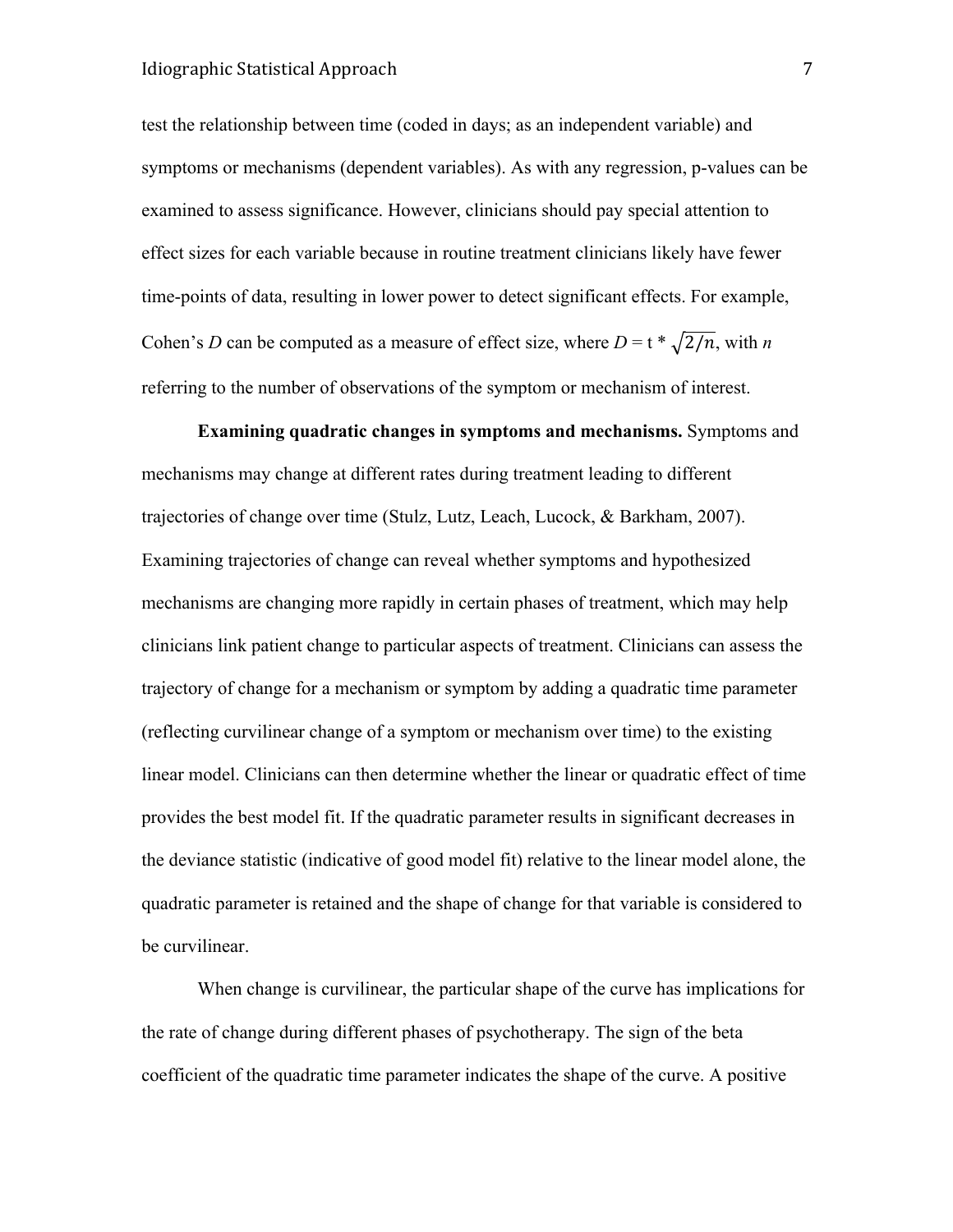test the relationship between time (coded in days; as an independent variable) and symptoms or mechanisms (dependent variables). As with any regression, p-values can be examined to assess significance. However, clinicians should pay special attention to effect sizes for each variable because in routine treatment clinicians likely have fewer time-points of data, resulting in lower power to detect significant effects. For example, Cohen's *D* can be computed as a measure of effect size, where $D = t * \sqrt{2/n}$, with *n* referring to the number of observations of the symptom or mechanism of interest.

**Examining quadratic changes in symptoms and mechanisms.** Symptoms and mechanisms may change at different rates during treatment leading to different trajectories of change over time (Stulz, Lutz, Leach, Lucock, & Barkham, 2007). Examining trajectories of change can reveal whether symptoms and hypothesized mechanisms are changing more rapidly in certain phases of treatment, which may help clinicians link patient change to particular aspects of treatment. Clinicians can assess the trajectory of change for a mechanism or symptom by adding a quadratic time parameter (reflecting curvilinear change of a symptom or mechanism over time) to the existing linear model. Clinicians can then determine whether the linear or quadratic effect of time provides the best model fit. If the quadratic parameter results in significant decreases in the deviance statistic (indicative of good model fit) relative to the linear model alone, the quadratic parameter is retained and the shape of change for that variable is considered to be curvilinear.

When change is curvilinear, the particular shape of the curve has implications for the rate of change during different phases of psychotherapy. The sign of the beta coefficient of the quadratic time parameter indicates the shape of the curve. A positive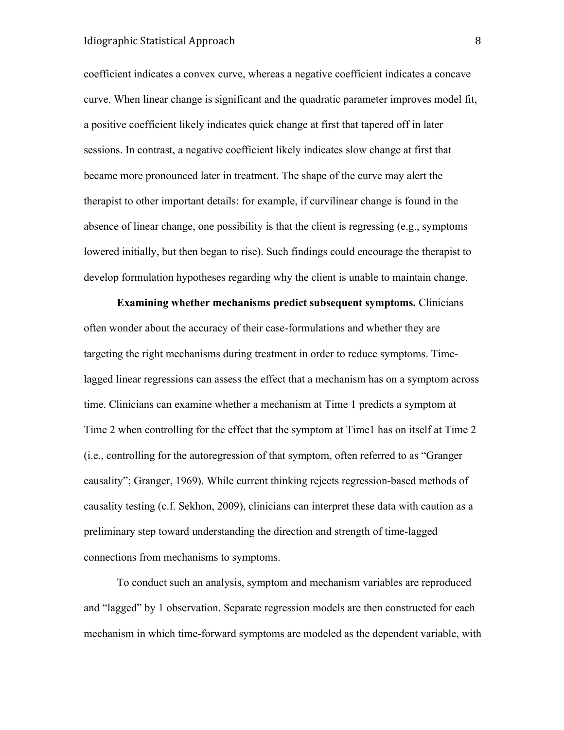coefficient indicates a convex curve, whereas a negative coefficient indicates a concave curve. When linear change is significant and the quadratic parameter improves model fit, a positive coefficient likely indicates quick change at first that tapered off in later sessions. In contrast, a negative coefficient likely indicates slow change at first that became more pronounced later in treatment. The shape of the curve may alert the therapist to other important details: for example, if curvilinear change is found in the absence of linear change, one possibility is that the client is regressing (e.g., symptoms lowered initially, but then began to rise). Such findings could encourage the therapist to develop formulation hypotheses regarding why the client is unable to maintain change.

**Examining whether mechanisms predict subsequent symptoms.** Clinicians often wonder about the accuracy of their case-formulations and whether they are targeting the right mechanisms during treatment in order to reduce symptoms. Time-lagged linear regressions can assess the effect that a mechanism has on a symptom across time. Clinicians can examine whether a mechanism at Time 1 predicts a symptom at Time 2 when controlling for the effect that the symptom at Time1 has on itself at Time 2 (i.e., controlling for the autoregression of that symptom, often referred to as "Granger causality"; Granger, 1969). While current thinking rejects regression-based methods of causality testing (c.f. Sekhon, 2009), clinicians can interpret these data with caution as a preliminary step toward understanding the direction and strength of time-lagged connections from mechanisms to symptoms.

To conduct such an analysis, symptom and mechanism variables are reproduced and "lagged" by 1 observation. Separate regression models are then constructed for each mechanism in which time-forward symptoms are modeled as the dependent variable, with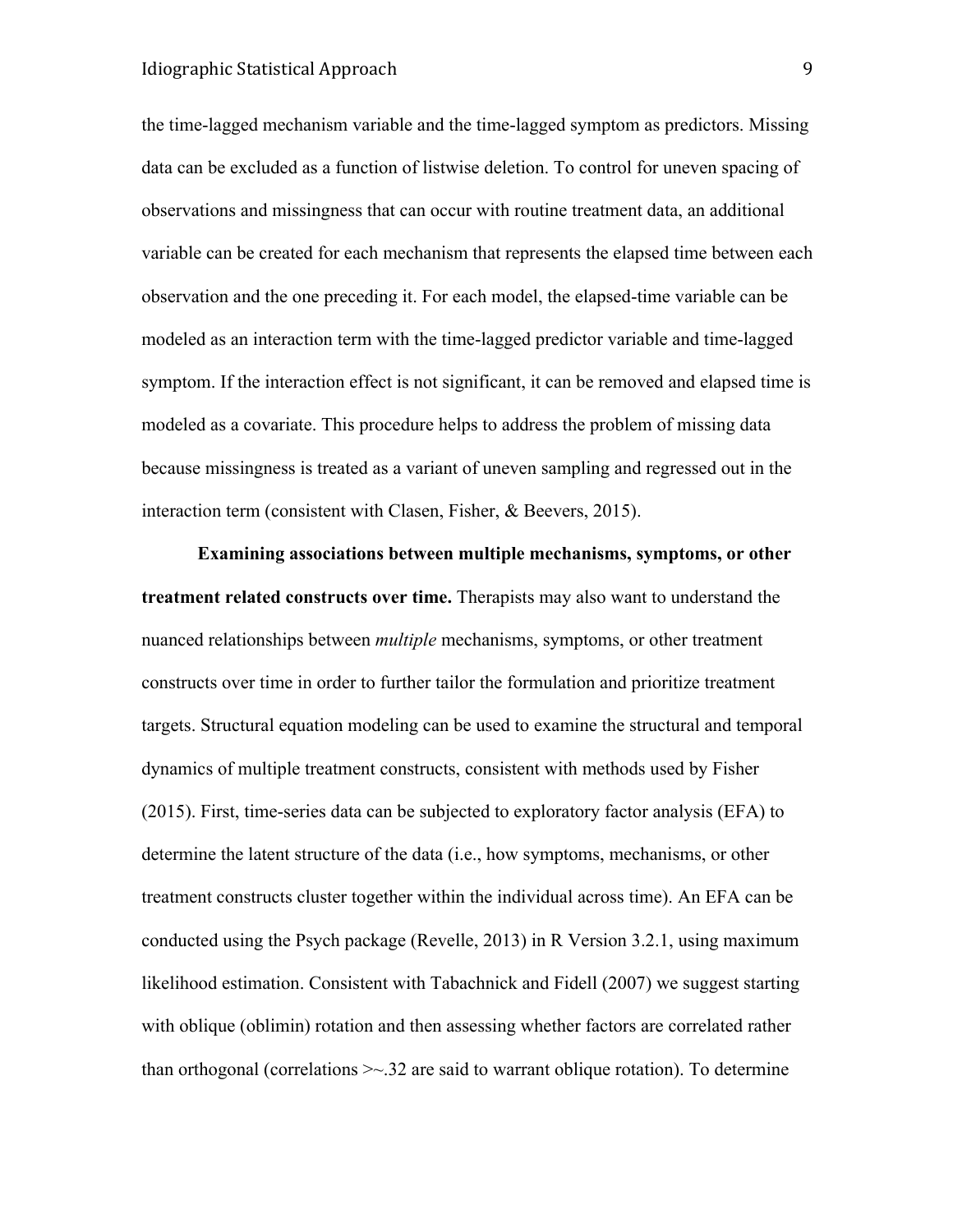the time-lagged mechanism variable and the time-lagged symptom as predictors. Missing data can be excluded as a function of listwise deletion. To control for uneven spacing of observations and missingness that can occur with routine treatment data, an additional variable can be created for each mechanism that represents the elapsed time between each observation and the one preceding it. For each model, the elapsed-time variable can be modeled as an interaction term with the time-lagged predictor variable and time-lagged symptom. If the interaction effect is not significant, it can be removed and elapsed time is modeled as a covariate. This procedure helps to address the problem of missing data because missingness is treated as a variant of uneven sampling and regressed out in the interaction term (consistent with Clasen, Fisher, & Beevers, 2015).

**Examining associations between multiple mechanisms, symptoms, or other treatment related constructs over time.** Therapists may also want to understand the nuanced relationships between *multiple* mechanisms, symptoms, or other treatment constructs over time in order to further tailor the formulation and prioritize treatment targets. Structural equation modeling can be used to examine the structural and temporal dynamics of multiple treatment constructs, consistent with methods used by Fisher (2015). First, time-series data can be subjected to exploratory factor analysis (EFA) to determine the latent structure of the data (i.e., how symptoms, mechanisms, or other treatment constructs cluster together within the individual across time). An EFA can be conducted using the Psych package (Revelle, 2013) in R Version 3.2.1, using maximum likelihood estimation. Consistent with Tabachnick and Fidell (2007) we suggest starting with oblique (oblimin) rotation and then assessing whether factors are correlated rather than orthogonal (correlations >~.32 are said to warrant oblique rotation). To determine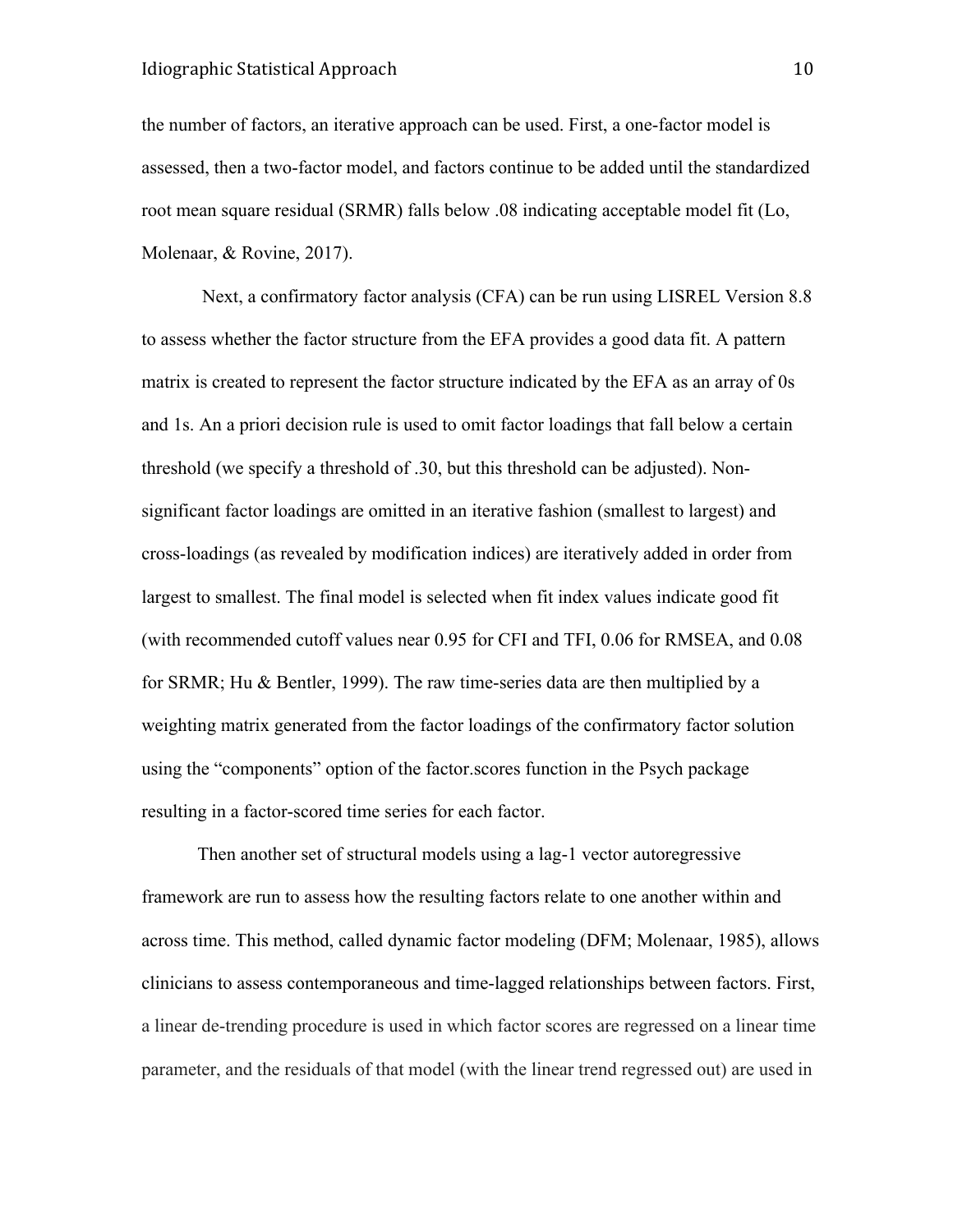the number of factors, an iterative approach can be used. First, a one-factor model is assessed, then a two-factor model, and factors continue to be added until the standardized root mean square residual (SRMR) falls below .08 indicating acceptable model fit (Lo, Molenaar, & Rovine, 2017).

Next, a confirmatory factor analysis (CFA) can be run using LISREL Version 8.8 to assess whether the factor structure from the EFA provides a good data fit. A pattern matrix is created to represent the factor structure indicated by the EFA as an array of 0s and 1s. An a priori decision rule is used to omit factor loadings that fall below a certain threshold (we specify a threshold of .30, but this threshold can be adjusted). Non-significant factor loadings are omitted in an iterative fashion (smallest to largest) and cross-loadings (as revealed by modification indices) are iteratively added in order from largest to smallest. The final model is selected when fit index values indicate good fit (with recommended cutoff values near 0.95 for CFI and TFI, 0.06 for RMSEA, and 0.08 for SRMR; Hu & Bentler, 1999). The raw time-series data are then multiplied by a weighting matrix generated from the factor loadings of the confirmatory factor solution using the "components" option of the factor.scores function in the Psych package resulting in a factor-scored time series for each factor.

Then another set of structural models using a lag-1 vector autoregressive framework are run to assess how the resulting factors relate to one another within and across time. This method, called dynamic factor modeling (DFM; Molenaar, 1985), allows clinicians to assess contemporaneous and time-lagged relationships between factors. First, a linear de-trending procedure is used in which factor scores are regressed on a linear time parameter, and the residuals of that model (with the linear trend regressed out) are used in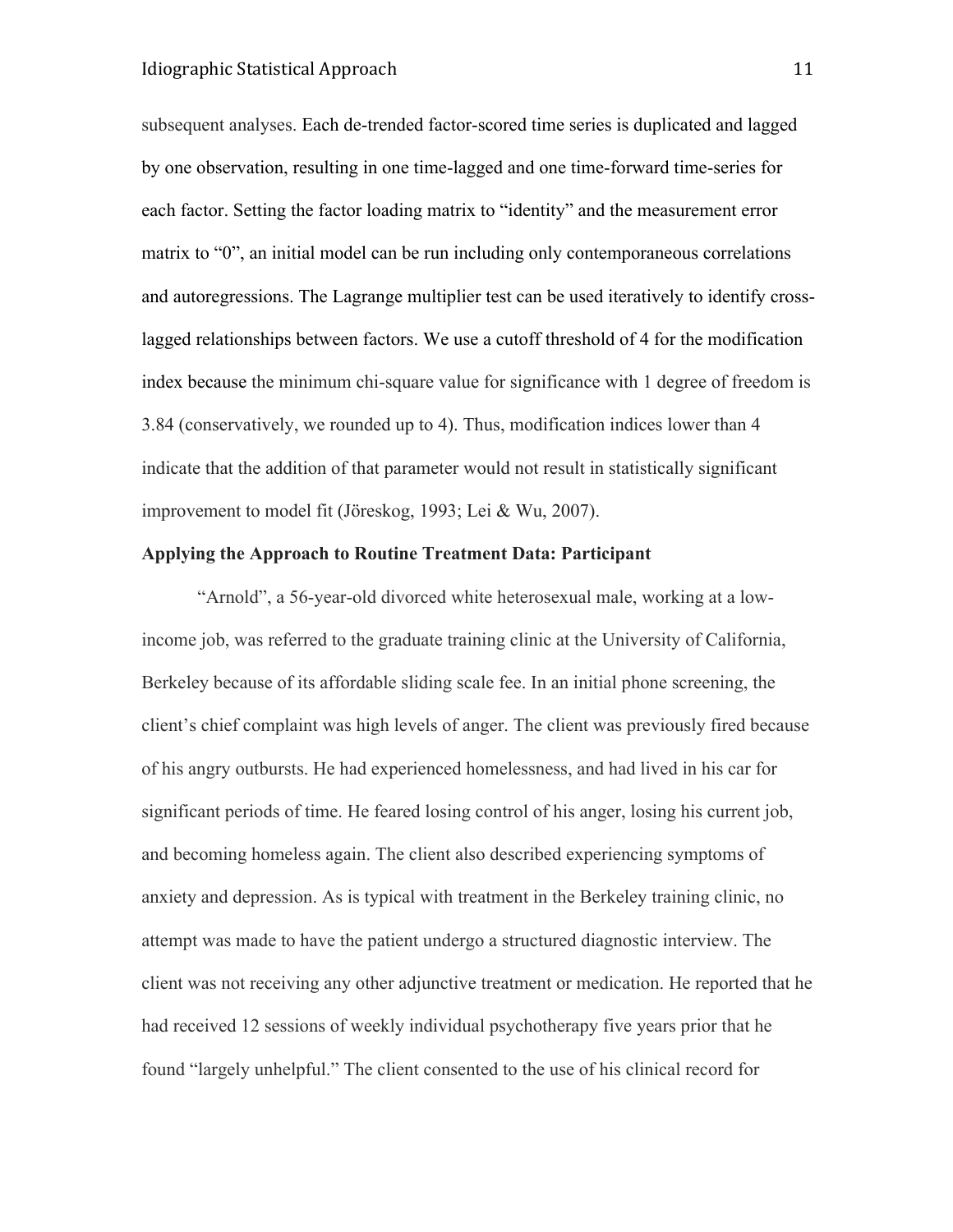subsequent analyses. Each de-trended factor-scored time series is duplicated and lagged by one observation, resulting in one time-lagged and one time-forward time-series for each factor. Setting the factor loading matrix to "identity" and the measurement error matrix to "0", an initial model can be run including only contemporaneous correlations and autoregressions. The Lagrange multiplier test can be used iteratively to identify cross-lagged relationships between factors. We use a cutoff threshold of 4 for the modification index because the minimum chi-square value for significance with 1 degree of freedom is 3.84 (conservatively, we rounded up to 4). Thus, modification indices lower than 4 indicate that the addition of that parameter would not result in statistically significant improvement to model fit (Jöreskog, 1993; Lei & Wu, 2007).

**Applying the Approach to Routine Treatment Data: Participant**

"Arnold", a 56-year-old divorced white heterosexual male, working at a low-income job, was referred to the graduate training clinic at the University of California, Berkeley because of its affordable sliding scale fee. In an initial phone screening, the client's chief complaint was high levels of anger. The client was previously fired because of his angry outbursts. He had experienced homelessness, and had lived in his car for significant periods of time. He feared losing control of his anger, losing his current job, and becoming homeless again. The client also described experiencing symptoms of anxiety and depression. As is typical with treatment in the Berkeley training clinic, no attempt was made to have the patient undergo a structured diagnostic interview. The client was not receiving any other adjunctive treatment or medication. He reported that he had received 12 sessions of weekly individual psychotherapy five years prior that he found "largely unhelpful." The client consented to the use of his clinical record for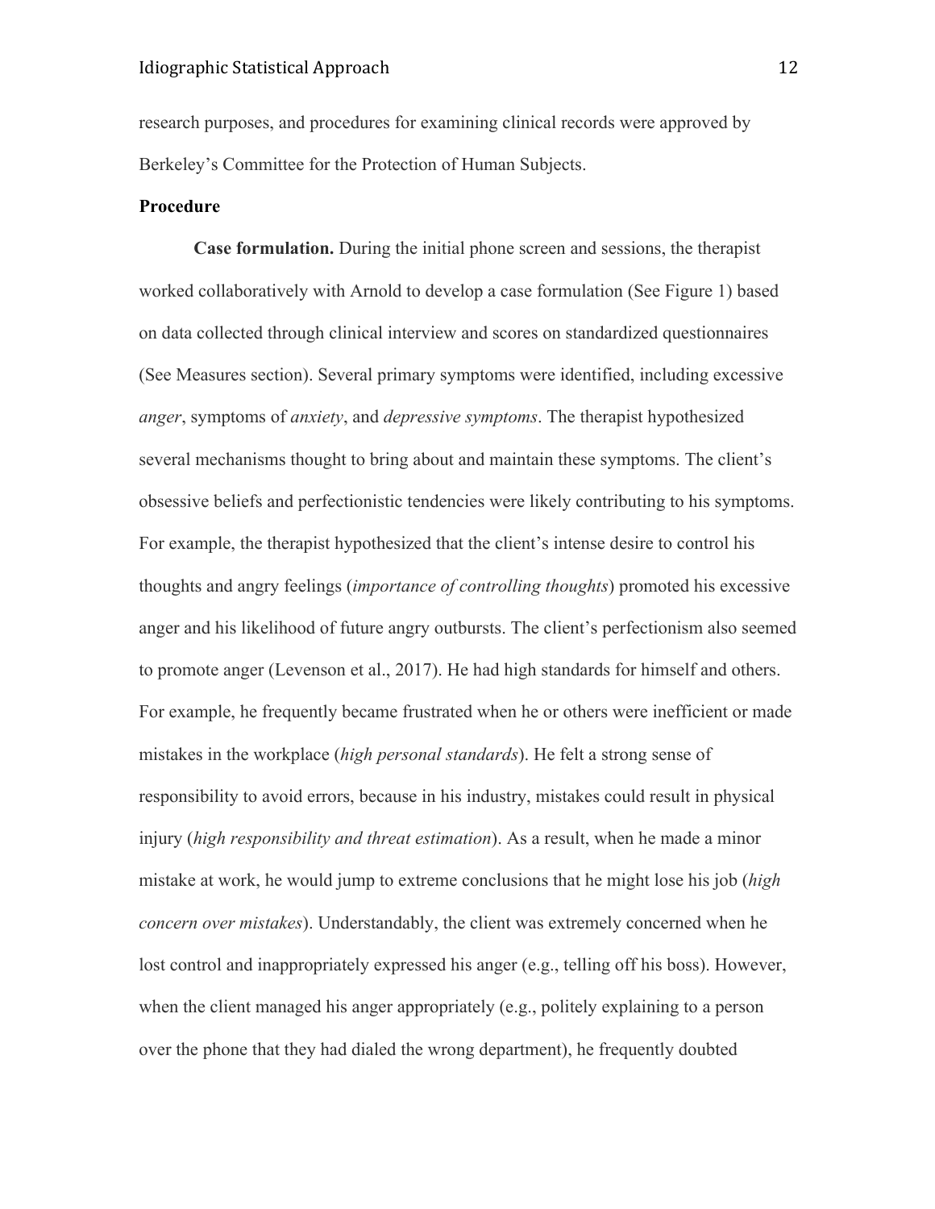research purposes, and procedures for examining clinical records were approved by Berkeley's Committee for the Protection of Human Subjects.

**Procedure**

**Case formulation.** During the initial phone screen and sessions, the therapist worked collaboratively with Arnold to develop a case formulation (See Figure 1) based on data collected through clinical interview and scores on standardized questionnaires (See Measures section). Several primary symptoms were identified, including excessive *anger*, symptoms of *anxiety*, and *depressive symptoms*. The therapist hypothesized several mechanisms thought to bring about and maintain these symptoms. The client's obsessive beliefs and perfectionistic tendencies were likely contributing to his symptoms. For example, the therapist hypothesized that the client's intense desire to control his thoughts and angry feelings (*importance of controlling thoughts*) promoted his excessive anger and his likelihood of future angry outbursts. The client's perfectionism also seemed to promote anger (Levenson et al., 2017). He had high standards for himself and others. For example, he frequently became frustrated when he or others were inefficient or made mistakes in the workplace (*high personal standards*). He felt a strong sense of responsibility to avoid errors, because in his industry, mistakes could result in physical injury (*high responsibility and threat estimation*). As a result, when he made a minor mistake at work, he would jump to extreme conclusions that he might lose his job (*high concern over mistakes*). Understandably, the client was extremely concerned when he lost control and inappropriately expressed his anger (e.g., telling off his boss). However, when the client managed his anger appropriately (e.g., politely explaining to a person over the phone that they had dialed the wrong department), he frequently doubted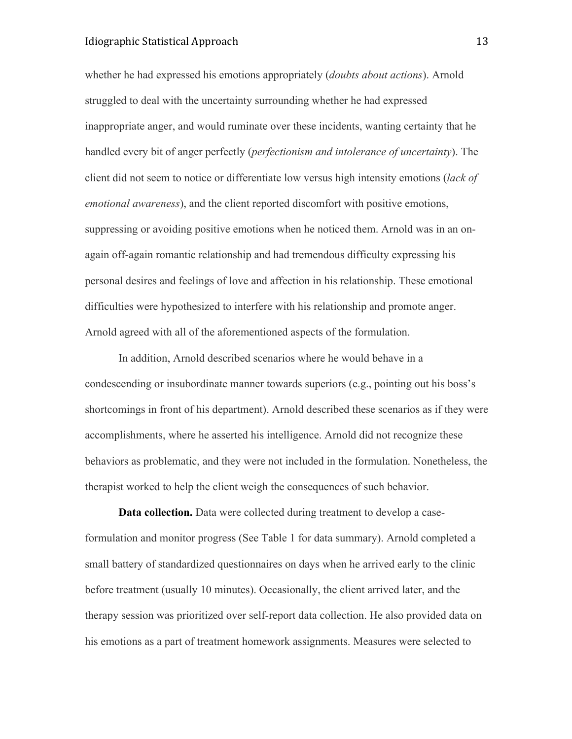whether he had expressed his emotions appropriately (*doubts about actions*). Arnold struggled to deal with the uncertainty surrounding whether he had expressed inappropriate anger, and would ruminate over these incidents, wanting certainty that he handled every bit of anger perfectly (*perfectionism and intolerance of uncertainty*). The client did not seem to notice or differentiate low versus high intensity emotions (*lack of emotional awareness*), and the client reported discomfort with positive emotions, suppressing or avoiding positive emotions when he noticed them. Arnold was in an on-again off-again romantic relationship and had tremendous difficulty expressing his personal desires and feelings of love and affection in his relationship. These emotional difficulties were hypothesized to interfere with his relationship and promote anger. Arnold agreed with all of the aforementioned aspects of the formulation.

In addition, Arnold described scenarios where he would behave in a condescending or insubordinate manner towards superiors (e.g., pointing out his boss's shortcomings in front of his department). Arnold described these scenarios as if they were accomplishments, where he asserted his intelligence. Arnold did not recognize these behaviors as problematic, and they were not included in the formulation. Nonetheless, the therapist worked to help the client weigh the consequences of such behavior.

**Data collection.** Data were collected during treatment to develop a case-formulation and monitor progress (See Table 1 for data summary). Arnold completed a small battery of standardized questionnaires on days when he arrived early to the clinic before treatment (usually 10 minutes). Occasionally, the client arrived later, and the therapy session was prioritized over self-report data collection. He also provided data on his emotions as a part of treatment homework assignments. Measures were selected to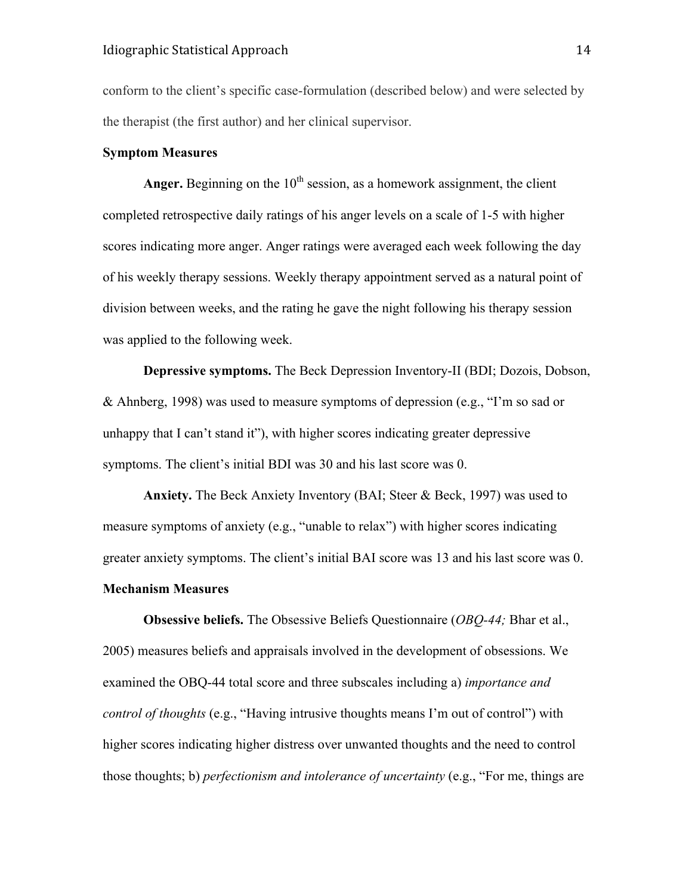conform to the client's specific case-formulation (described below) and were selected by the therapist (the first author) and her clinical supervisor.

**Symptom Measures**

**Anger.** Beginning on the 10th session, as a homework assignment, the client completed retrospective daily ratings of his anger levels on a scale of 1-5 with higher scores indicating more anger. Anger ratings were averaged each week following the day of his weekly therapy sessions. Weekly therapy appointment served as a natural point of division between weeks, and the rating he gave the night following his therapy session was applied to the following week.

**Depressive symptoms.** The Beck Depression Inventory-II (BDI; Dozois, Dobson, & Ahnberg, 1998) was used to measure symptoms of depression (e.g., "I'm so sad or unhappy that I can't stand it"), with higher scores indicating greater depressive symptoms. The client's initial BDI was 30 and his last score was 0.

**Anxiety.** The Beck Anxiety Inventory (BAI; Steer & Beck, 1997) was used to measure symptoms of anxiety (e.g., "unable to relax") with higher scores indicating greater anxiety symptoms. The client's initial BAI score was 13 and his last score was 0.

**Mechanism Measures**

**Obsessive beliefs.** The Obsessive Beliefs Questionnaire (*OBQ-44;* Bhar et al., 2005) measures beliefs and appraisals involved in the development of obsessions. We examined the OBQ-44 total score and three subscales including a) *importance and control of thoughts* (e.g., "Having intrusive thoughts means I'm out of control") with higher scores indicating higher distress over unwanted thoughts and the need to control those thoughts; b) *perfectionism and intolerance of uncertainty* (e.g., "For me, things are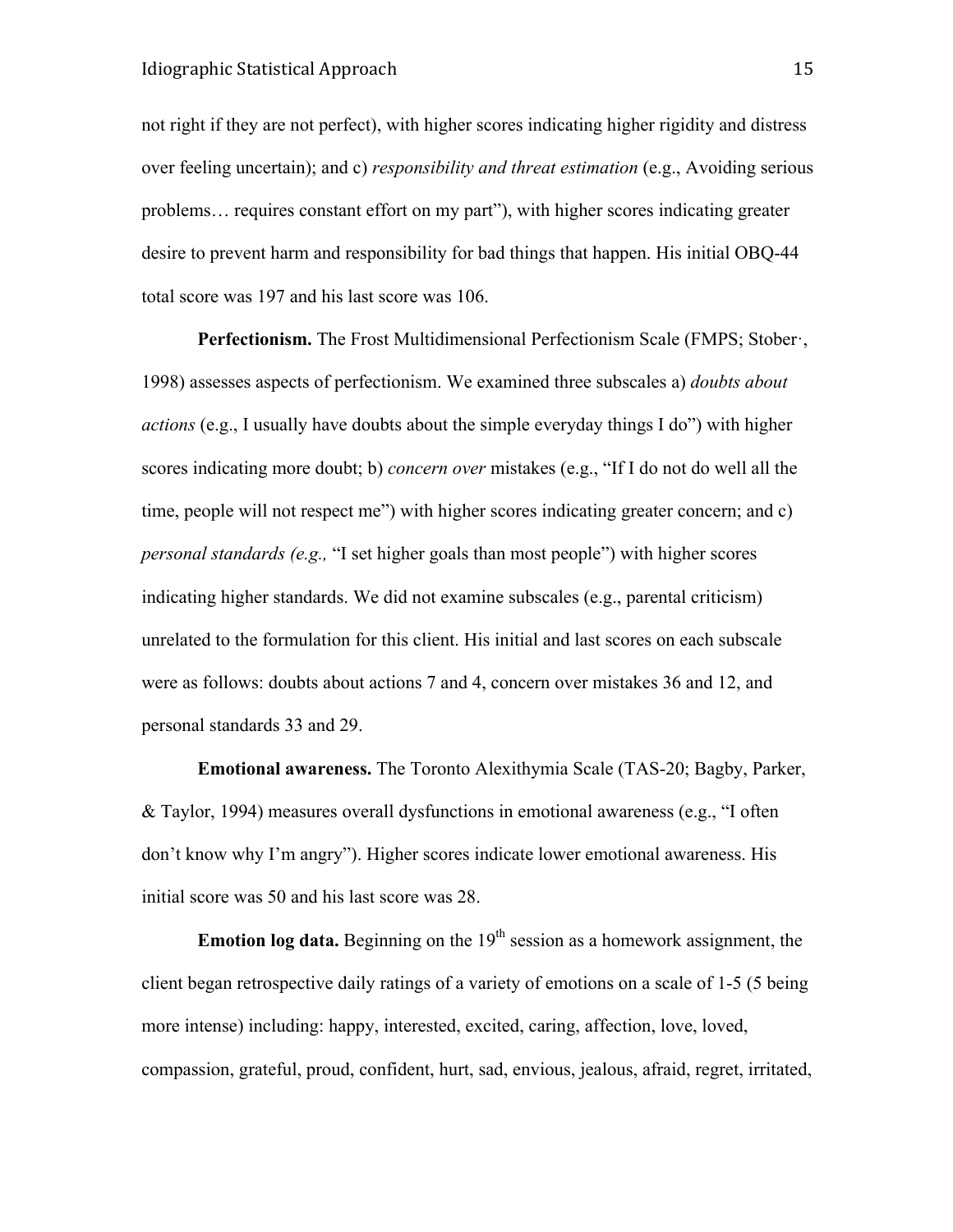not right if they are not perfect), with higher scores indicating higher rigidity and distress over feeling uncertain); and c) *responsibility and threat estimation* (e.g., Avoiding serious problems… requires constant effort on my part"), with higher scores indicating greater desire to prevent harm and responsibility for bad things that happen. His initial OBQ-44 total score was 197 and his last score was 106.

**Perfectionism.** The Frost Multidimensional Perfectionism Scale (FMPS; Stober·, 1998) assesses aspects of perfectionism. We examined three subscales a) *doubts about actions* (e.g., I usually have doubts about the simple everyday things I do") with higher scores indicating more doubt; b) *concern over* mistakes (e.g., "If I do not do well all the time, people will not respect me") with higher scores indicating greater concern; and c) *personal standards (e.g.,* "I set higher goals than most people") with higher scores indicating higher standards. We did not examine subscales (e.g., parental criticism) unrelated to the formulation for this client. His initial and last scores on each subscale were as follows: doubts about actions 7 and 4, concern over mistakes 36 and 12, and personal standards 33 and 29.

**Emotional awareness.** The Toronto Alexithymia Scale (TAS-20; Bagby, Parker, & Taylor, 1994) measures overall dysfunctions in emotional awareness (e.g., "I often don't know why I'm angry"). Higher scores indicate lower emotional awareness. His initial score was 50 and his last score was 28.

**Emotion log data.** Beginning on the 19th session as a homework assignment, the client began retrospective daily ratings of a variety of emotions on a scale of 1-5 (5 being more intense) including: happy, interested, excited, caring, affection, love, loved, compassion, grateful, proud, confident, hurt, sad, envious, jealous, afraid, regret, irritated,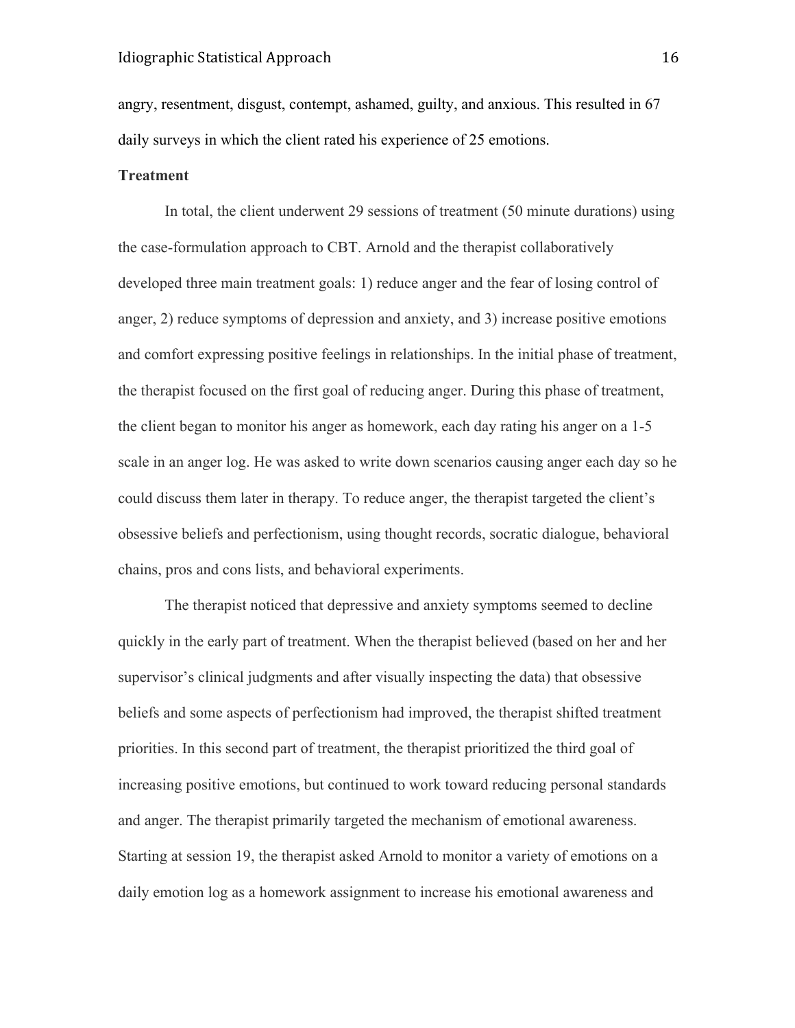angry, resentment, disgust, contempt, ashamed, guilty, and anxious. This resulted in 67 daily surveys in which the client rated his experience of 25 emotions.

**Treatment**

In total, the client underwent 29 sessions of treatment (50 minute durations) using the case-formulation approach to CBT. Arnold and the therapist collaboratively developed three main treatment goals: 1) reduce anger and the fear of losing control of anger, 2) reduce symptoms of depression and anxiety, and 3) increase positive emotions and comfort expressing positive feelings in relationships. In the initial phase of treatment, the therapist focused on the first goal of reducing anger. During this phase of treatment, the client began to monitor his anger as homework, each day rating his anger on a 1-5 scale in an anger log. He was asked to write down scenarios causing anger each day so he could discuss them later in therapy. To reduce anger, the therapist targeted the client's obsessive beliefs and perfectionism, using thought records, socratic dialogue, behavioral chains, pros and cons lists, and behavioral experiments.

The therapist noticed that depressive and anxiety symptoms seemed to decline quickly in the early part of treatment. When the therapist believed (based on her and her supervisor's clinical judgments and after visually inspecting the data) that obsessive beliefs and some aspects of perfectionism had improved, the therapist shifted treatment priorities. In this second part of treatment, the therapist prioritized the third goal of increasing positive emotions, but continued to work toward reducing personal standards and anger. The therapist primarily targeted the mechanism of emotional awareness. Starting at session 19, the therapist asked Arnold to monitor a variety of emotions on a daily emotion log as a homework assignment to increase his emotional awareness and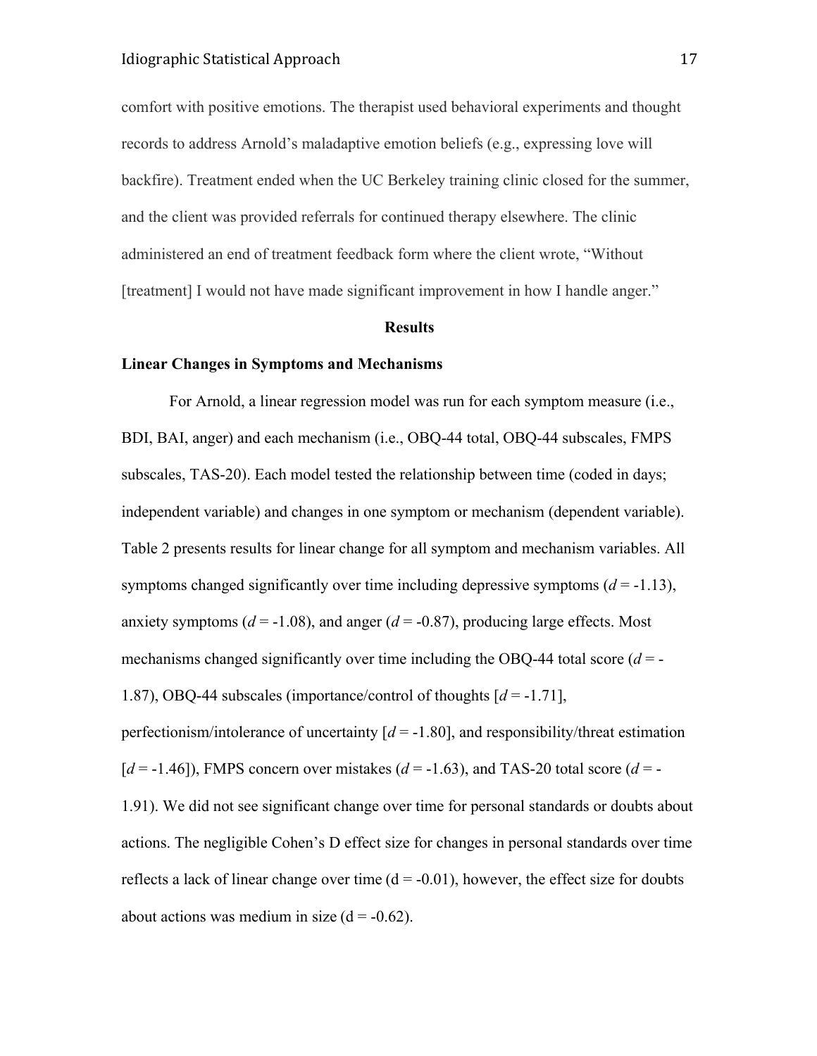comfort with positive emotions. The therapist used behavioral experiments and thought records to address Arnold's maladaptive emotion beliefs (e.g., expressing love will backfire). Treatment ended when the UC Berkeley training clinic closed for the summer, and the client was provided referrals for continued therapy elsewhere. The clinic administered an end of treatment feedback form where the client wrote, "Without [treatment] I would not have made significant improvement in how I handle anger."

## Results

### Linear Changes in Symptoms and Mechanisms

For Arnold, a linear regression model was run for each symptom measure (i.e., BDI, BAI, anger) and each mechanism (i.e., OBQ-44 total, OBQ-44 subscales, FMPS subscales, TAS-20). Each model tested the relationship between time (coded in days; independent variable) and changes in one symptom or mechanism (dependent variable). Table 2 presents results for linear change for all symptom and mechanism variables. All symptoms changed significantly over time including depressive symptoms ($d$ = -1.13), anxiety symptoms ($d$ = -1.08), and anger ($d$ = -0.87), producing large effects. Most mechanisms changed significantly over time including the OBQ-44 total score ($d$ = -1.87), OBQ-44 subscales (importance/control of thoughts [$d$ = -1.71], perfectionism/intolerance of uncertainty [$d$ = -1.80], and responsibility/threat estimation [$d$ = -1.46]), FMPS concern over mistakes ($d$ = -1.63), and TAS-20 total score ($d$ = -1.91). We did not see significant change over time for personal standards or doubts about actions. The negligible Cohen's D effect size for changes in personal standards over time reflects a lack of linear change over time (d = -0.01), however, the effect size for doubts about actions was medium in size (d = -0.62).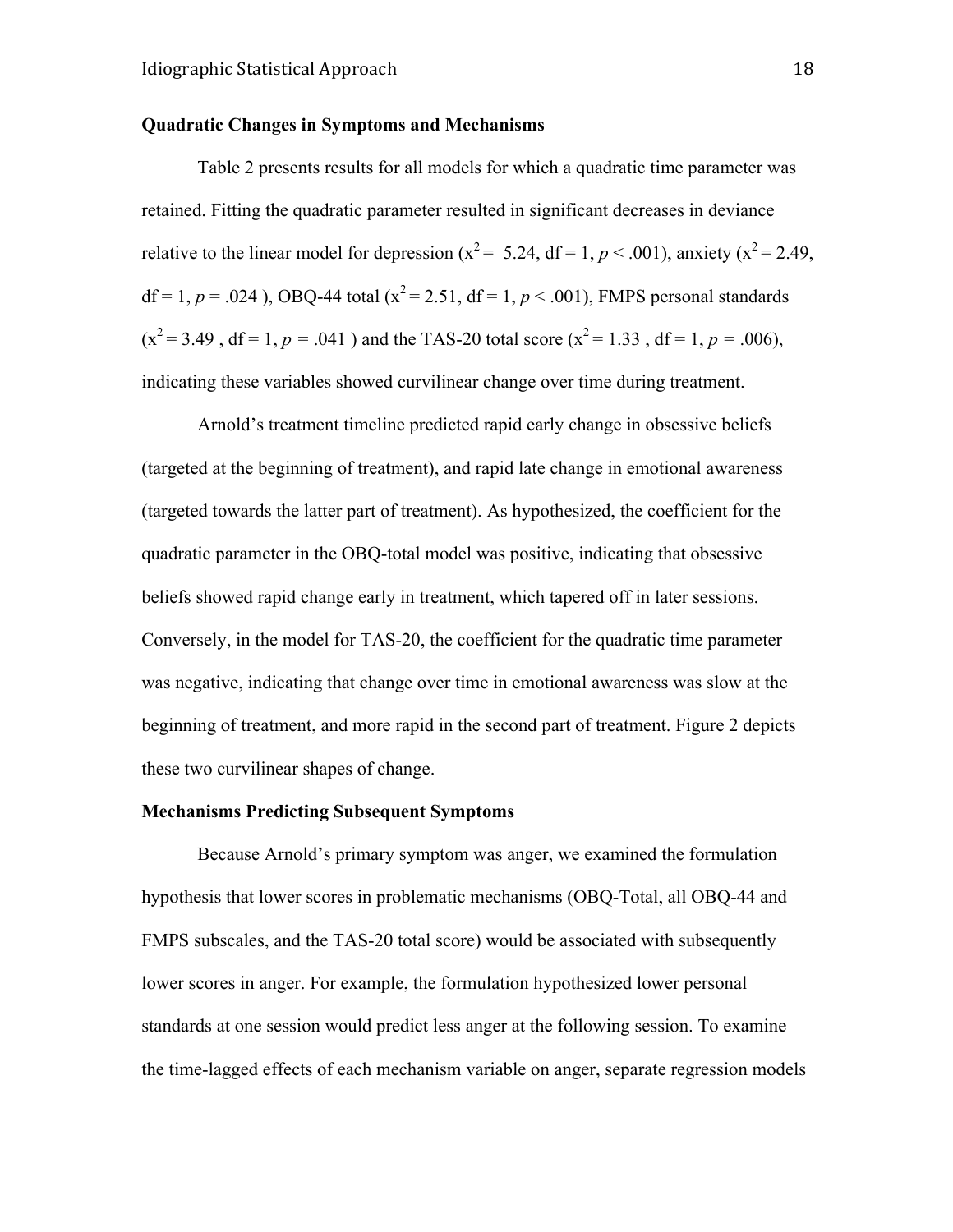### Quadratic Changes in Symptoms and Mechanisms

Table 2 presents results for all models for which a quadratic time parameter was retained. Fitting the quadratic parameter resulted in significant decreases in deviance relative to the linear model for depression ($x^2 = 5.24$, df = 1, $p < .001$), anxiety ($x^2 = 2.49$, df = 1, $p = .024$ ), OBQ-44 total ($x^2 = 2.51$, df = 1, $p < .001$), FMPS personal standards ($x^2 = 3.49$ , df = 1, $p = .041$ ) and the TAS-20 total score ($x^2 = 1.33$ , df = 1, $p = .006$), indicating these variables showed curvilinear change over time during treatment.

Arnold's treatment timeline predicted rapid early change in obsessive beliefs (targeted at the beginning of treatment), and rapid late change in emotional awareness (targeted towards the latter part of treatment). As hypothesized, the coefficient for the quadratic parameter in the OBQ-total model was positive, indicating that obsessive beliefs showed rapid change early in treatment, which tapered off in later sessions. Conversely, in the model for TAS-20, the coefficient for the quadratic time parameter was negative, indicating that change over time in emotional awareness was slow at the beginning of treatment, and more rapid in the second part of treatment. Figure 2 depicts these two curvilinear shapes of change.

### Mechanisms Predicting Subsequent Symptoms

Because Arnold's primary symptom was anger, we examined the formulation hypothesis that lower scores in problematic mechanisms (OBQ-Total, all OBQ-44 and FMPS subscales, and the TAS-20 total score) would be associated with subsequently lower scores in anger. For example, the formulation hypothesized lower personal standards at one session would predict less anger at the following session. To examine the time-lagged effects of each mechanism variable on anger, separate regression models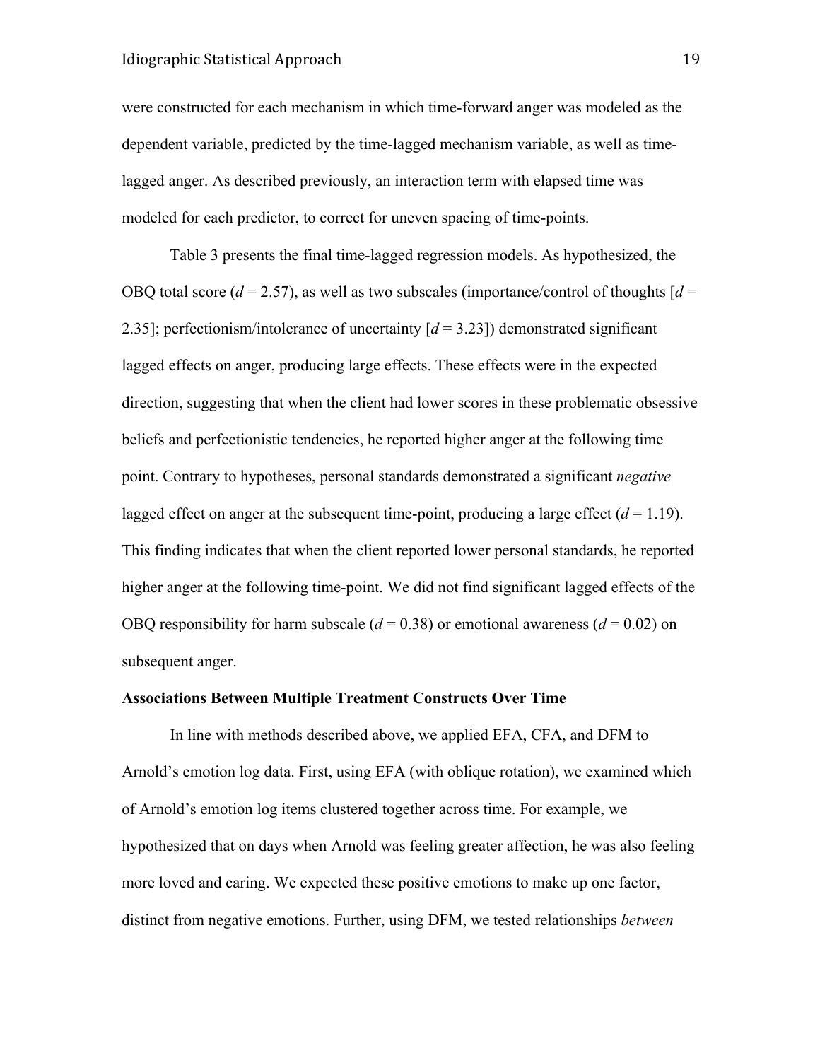were constructed for each mechanism in which time-forward anger was modeled as the dependent variable, predicted by the time-lagged mechanism variable, as well as time-lagged anger. As described previously, an interaction term with elapsed time was modeled for each predictor, to correct for uneven spacing of time-points.

Table 3 presents the final time-lagged regression models. As hypothesized, the OBQ total score ($d$ = 2.57), as well as two subscales (importance/control of thoughts [$d$ = 2.35]; perfectionism/intolerance of uncertainty [$d$ = 3.23]) demonstrated significant lagged effects on anger, producing large effects. These effects were in the expected direction, suggesting that when the client had lower scores in these problematic obsessive beliefs and perfectionistic tendencies, he reported higher anger at the following time point. Contrary to hypotheses, personal standards demonstrated a significant *negative* lagged effect on anger at the subsequent time-point, producing a large effect ($d$ = 1.19). This finding indicates that when the client reported lower personal standards, he reported higher anger at the following time-point. We did not find significant lagged effects of the OBQ responsibility for harm subscale ($d$ = 0.38) or emotional awareness ($d$ = 0.02) on subsequent anger.

**Associations Between Multiple Treatment Constructs Over Time**

In line with methods described above, we applied EFA, CFA, and DFM to Arnold's emotion log data. First, using EFA (with oblique rotation), we examined which of Arnold's emotion log items clustered together across time. For example, we hypothesized that on days when Arnold was feeling greater affection, he was also feeling more loved and caring. We expected these positive emotions to make up one factor, distinct from negative emotions. Further, using DFM, we tested relationships *between*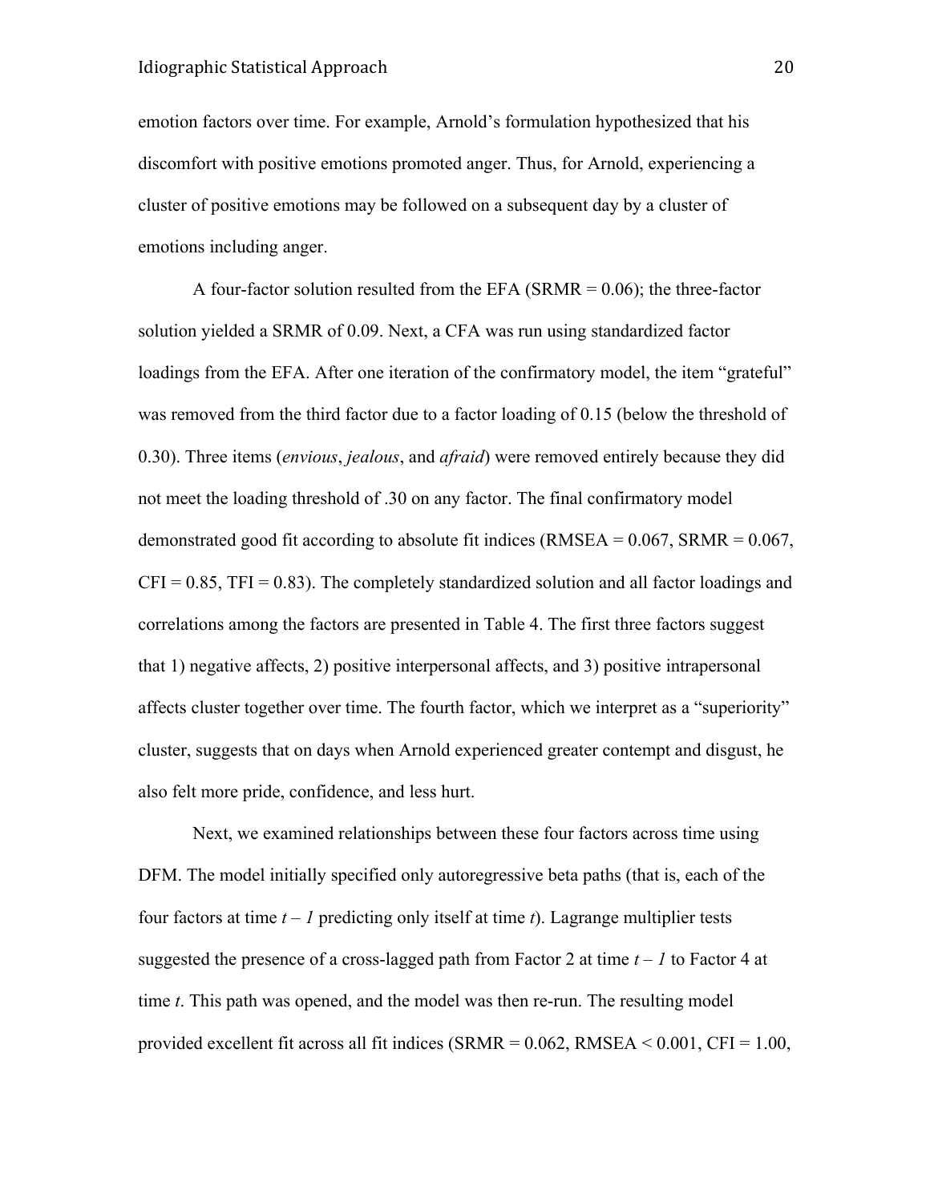emotion factors over time. For example, Arnold's formulation hypothesized that his discomfort with positive emotions promoted anger. Thus, for Arnold, experiencing a cluster of positive emotions may be followed on a subsequent day by a cluster of emotions including anger.

A four-factor solution resulted from the EFA (SRMR = 0.06); the three-factor solution yielded a SRMR of 0.09. Next, a CFA was run using standardized factor loadings from the EFA. After one iteration of the confirmatory model, the item "grateful" was removed from the third factor due to a factor loading of 0.15 (below the threshold of 0.30). Three items (*envious*, *jealous*, and *afraid*) were removed entirely because they did not meet the loading threshold of .30 on any factor. The final confirmatory model demonstrated good fit according to absolute fit indices (RMSEA = 0.067, SRMR = 0.067, CFI = 0.85, TFI = 0.83). The completely standardized solution and all factor loadings and correlations among the factors are presented in Table 4. The first three factors suggest that 1) negative affects, 2) positive interpersonal affects, and 3) positive intrapersonal affects cluster together over time. The fourth factor, which we interpret as a "superiority" cluster, suggests that on days when Arnold experienced greater contempt and disgust, he also felt more pride, confidence, and less hurt.

Next, we examined relationships between these four factors across time using DFM. The model initially specified only autoregressive beta paths (that is, each of the four factors at time $t - 1$ predicting only itself at time $t$). Lagrange multiplier tests suggested the presence of a cross-lagged path from Factor 2 at time $t - 1$ to Factor 4 at time $t$. This path was opened, and the model was then re-run. The resulting model provided excellent fit across all fit indices (SRMR = 0.062, RMSEA < 0.001, CFI = 1.00,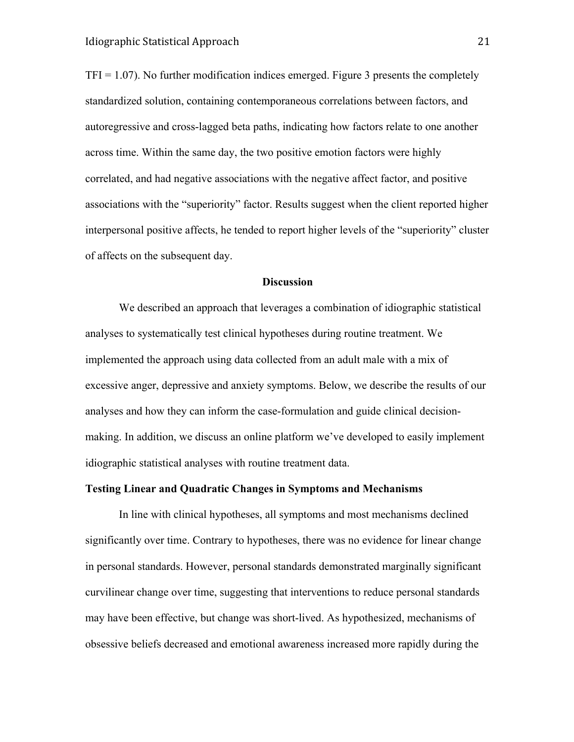TFI = 1.07). No further modification indices emerged. Figure 3 presents the completely standardized solution, containing contemporaneous correlations between factors, and autoregressive and cross-lagged beta paths, indicating how factors relate to one another across time. Within the same day, the two positive emotion factors were highly correlated, and had negative associations with the negative affect factor, and positive associations with the "superiority" factor. Results suggest when the client reported higher interpersonal positive affects, he tended to report higher levels of the "superiority" cluster of affects on the subsequent day.

## Discussion

We described an approach that leverages a combination of idiographic statistical analyses to systematically test clinical hypotheses during routine treatment. We implemented the approach using data collected from an adult male with a mix of excessive anger, depressive and anxiety symptoms. Below, we describe the results of our analyses and how they can inform the case-formulation and guide clinical decision-making. In addition, we discuss an online platform we've developed to easily implement idiographic statistical analyses with routine treatment data.

### Testing Linear and Quadratic Changes in Symptoms and Mechanisms

In line with clinical hypotheses, all symptoms and most mechanisms declined significantly over time. Contrary to hypotheses, there was no evidence for linear change in personal standards. However, personal standards demonstrated marginally significant curvilinear change over time, suggesting that interventions to reduce personal standards may have been effective, but change was short-lived. As hypothesized, mechanisms of obsessive beliefs decreased and emotional awareness increased more rapidly during the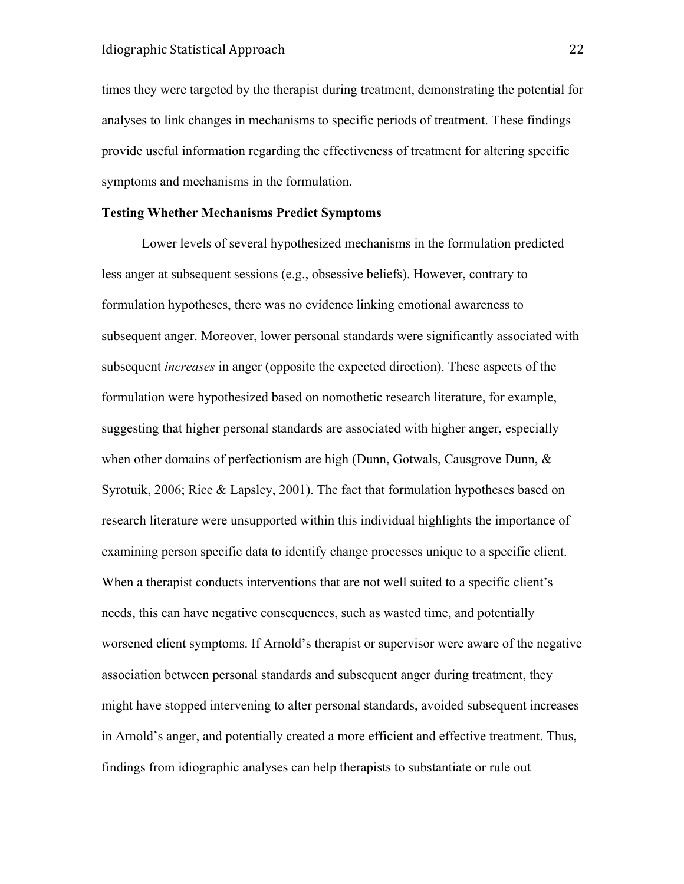times they were targeted by the therapist during treatment, demonstrating the potential for analyses to link changes in mechanisms to specific periods of treatment. These findings provide useful information regarding the effectiveness of treatment for altering specific symptoms and mechanisms in the formulation.

**Testing Whether Mechanisms Predict Symptoms**

Lower levels of several hypothesized mechanisms in the formulation predicted less anger at subsequent sessions (e.g., obsessive beliefs). However, contrary to formulation hypotheses, there was no evidence linking emotional awareness to subsequent anger. Moreover, lower personal standards were significantly associated with subsequent *increases* in anger (opposite the expected direction). These aspects of the formulation were hypothesized based on nomothetic research literature, for example, suggesting that higher personal standards are associated with higher anger, especially when other domains of perfectionism are high (Dunn, Gotwals, Causgrove Dunn, & Syrotuik, 2006; Rice & Lapsley, 2001). The fact that formulation hypotheses based on research literature were unsupported within this individual highlights the importance of examining person specific data to identify change processes unique to a specific client. When a therapist conducts interventions that are not well suited to a specific client's needs, this can have negative consequences, such as wasted time, and potentially worsened client symptoms. If Arnold's therapist or supervisor were aware of the negative association between personal standards and subsequent anger during treatment, they might have stopped intervening to alter personal standards, avoided subsequent increases in Arnold's anger, and potentially created a more efficient and effective treatment. Thus, findings from idiographic analyses can help therapists to substantiate or rule out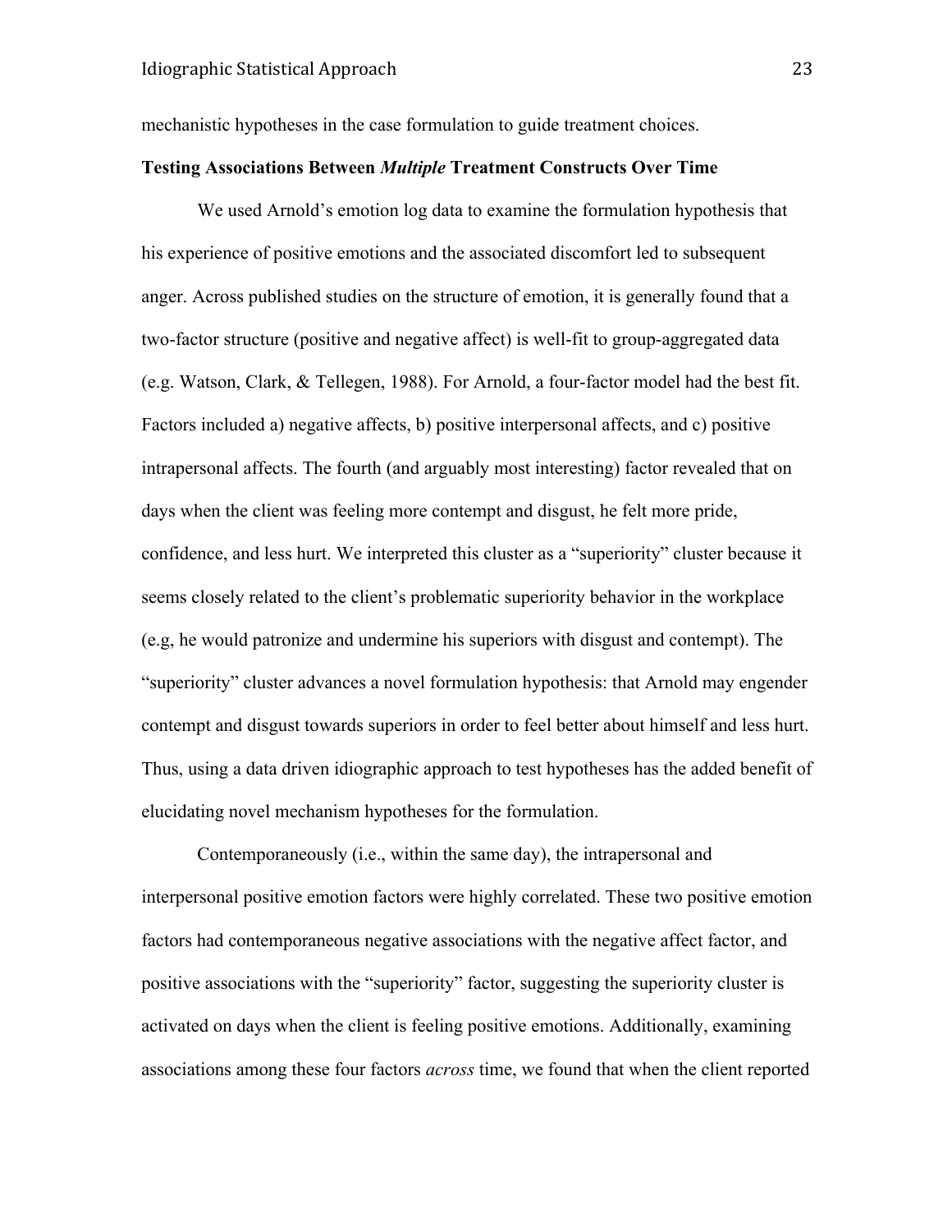mechanistic hypotheses in the case formulation to guide treatment choices.

**Testing Associations Between *Multiple* Treatment Constructs Over Time**

We used Arnold's emotion log data to examine the formulation hypothesis that his experience of positive emotions and the associated discomfort led to subsequent anger. Across published studies on the structure of emotion, it is generally found that a two-factor structure (positive and negative affect) is well-fit to group-aggregated data (e.g. Watson, Clark, & Tellegen, 1988). For Arnold, a four-factor model had the best fit. Factors included a) negative affects, b) positive interpersonal affects, and c) positive intrapersonal affects. The fourth (and arguably most interesting) factor revealed that on days when the client was feeling more contempt and disgust, he felt more pride, confidence, and less hurt. We interpreted this cluster as a "superiority" cluster because it seems closely related to the client's problematic superiority behavior in the workplace (e.g, he would patronize and undermine his superiors with disgust and contempt). The "superiority" cluster advances a novel formulation hypothesis: that Arnold may engender contempt and disgust towards superiors in order to feel better about himself and less hurt. Thus, using a data driven idiographic approach to test hypotheses has the added benefit of elucidating novel mechanism hypotheses for the formulation.

Contemporaneously (i.e., within the same day), the intrapersonal and interpersonal positive emotion factors were highly correlated. These two positive emotion factors had contemporaneous negative associations with the negative affect factor, and positive associations with the "superiority" factor, suggesting the superiority cluster is activated on days when the client is feeling positive emotions. Additionally, examining associations among these four factors *across* time, we found that when the client reported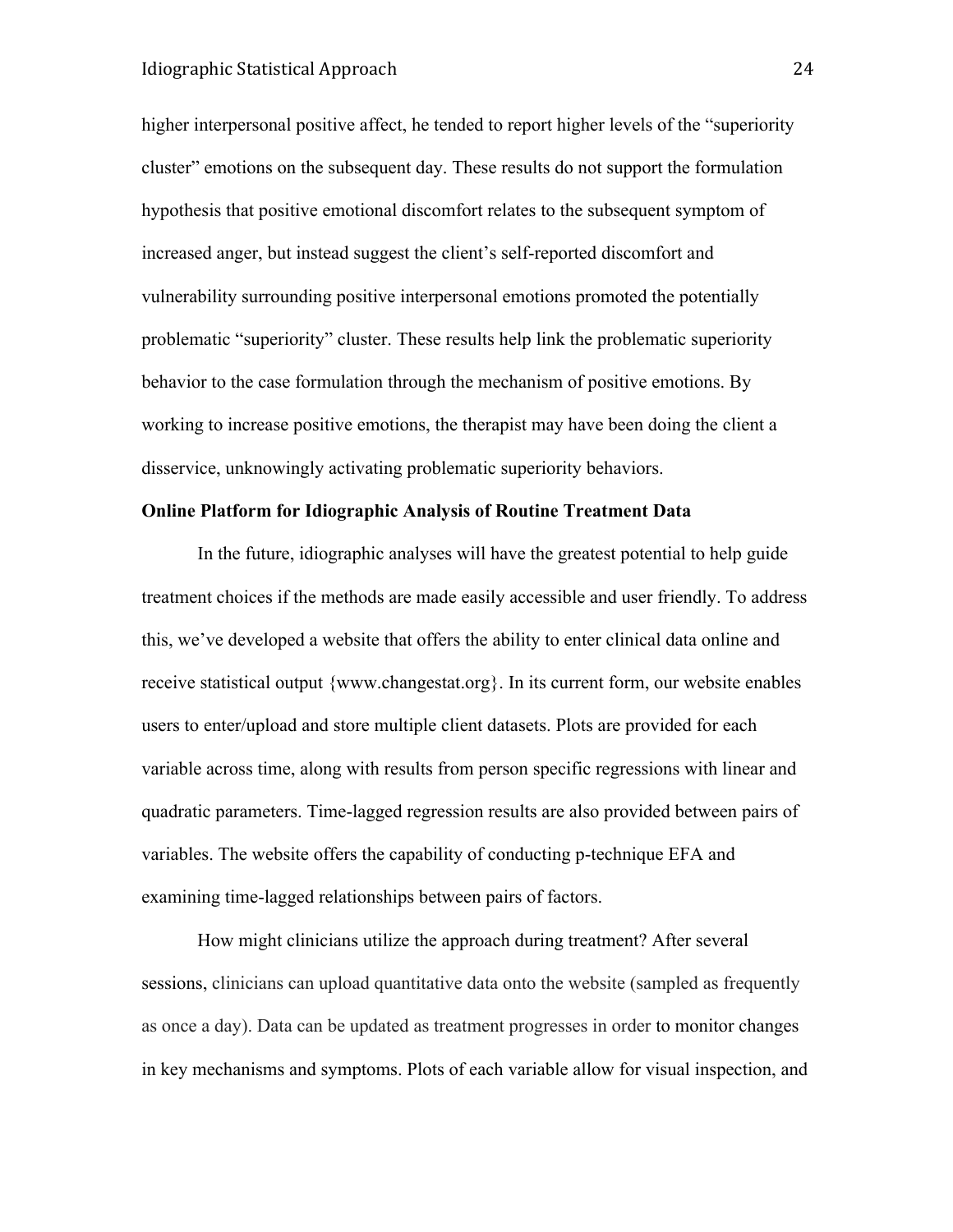higher interpersonal positive affect, he tended to report higher levels of the "superiority cluster" emotions on the subsequent day. These results do not support the formulation hypothesis that positive emotional discomfort relates to the subsequent symptom of increased anger, but instead suggest the client's self-reported discomfort and vulnerability surrounding positive interpersonal emotions promoted the potentially problematic "superiority" cluster. These results help link the problematic superiority behavior to the case formulation through the mechanism of positive emotions. By working to increase positive emotions, the therapist may have been doing the client a disservice, unknowingly activating problematic superiority behaviors.

**Online Platform for Idiographic Analysis of Routine Treatment Data**

In the future, idiographic analyses will have the greatest potential to help guide treatment choices if the methods are made easily accessible and user friendly. To address this, we've developed a website that offers the ability to enter clinical data online and receive statistical output {www.changestat.org}. In its current form, our website enables users to enter/upload and store multiple client datasets. Plots are provided for each variable across time, along with results from person specific regressions with linear and quadratic parameters. Time-lagged regression results are also provided between pairs of variables. The website offers the capability of conducting p-technique EFA and examining time-lagged relationships between pairs of factors.

How might clinicians utilize the approach during treatment? After several sessions, clinicians can upload quantitative data onto the website (sampled as frequently as once a day). Data can be updated as treatment progresses in order to monitor changes in key mechanisms and symptoms. Plots of each variable allow for visual inspection, and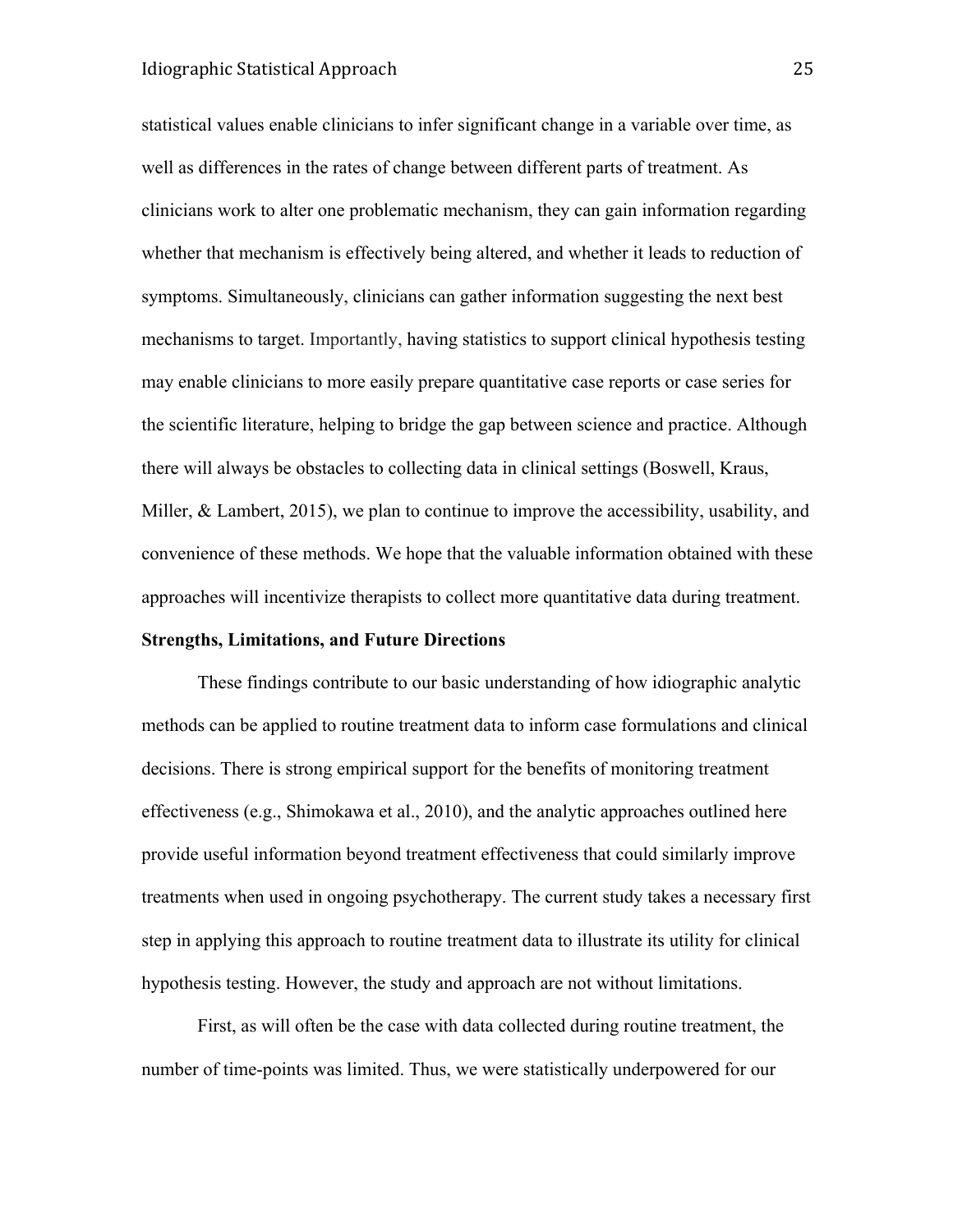statistical values enable clinicians to infer significant change in a variable over time, as well as differences in the rates of change between different parts of treatment. As clinicians work to alter one problematic mechanism, they can gain information regarding whether that mechanism is effectively being altered, and whether it leads to reduction of symptoms. Simultaneously, clinicians can gather information suggesting the next best mechanisms to target. Importantly, having statistics to support clinical hypothesis testing may enable clinicians to more easily prepare quantitative case reports or case series for the scientific literature, helping to bridge the gap between science and practice. Although there will always be obstacles to collecting data in clinical settings (Boswell, Kraus, Miller, & Lambert, 2015), we plan to continue to improve the accessibility, usability, and convenience of these methods. We hope that the valuable information obtained with these approaches will incentivize therapists to collect more quantitative data during treatment.

**Strengths, Limitations, and Future Directions**

These findings contribute to our basic understanding of how idiographic analytic methods can be applied to routine treatment data to inform case formulations and clinical decisions. There is strong empirical support for the benefits of monitoring treatment effectiveness (e.g., Shimokawa et al., 2010), and the analytic approaches outlined here provide useful information beyond treatment effectiveness that could similarly improve treatments when used in ongoing psychotherapy. The current study takes a necessary first step in applying this approach to routine treatment data to illustrate its utility for clinical hypothesis testing. However, the study and approach are not without limitations.

First, as will often be the case with data collected during routine treatment, the number of time-points was limited. Thus, we were statistically underpowered for our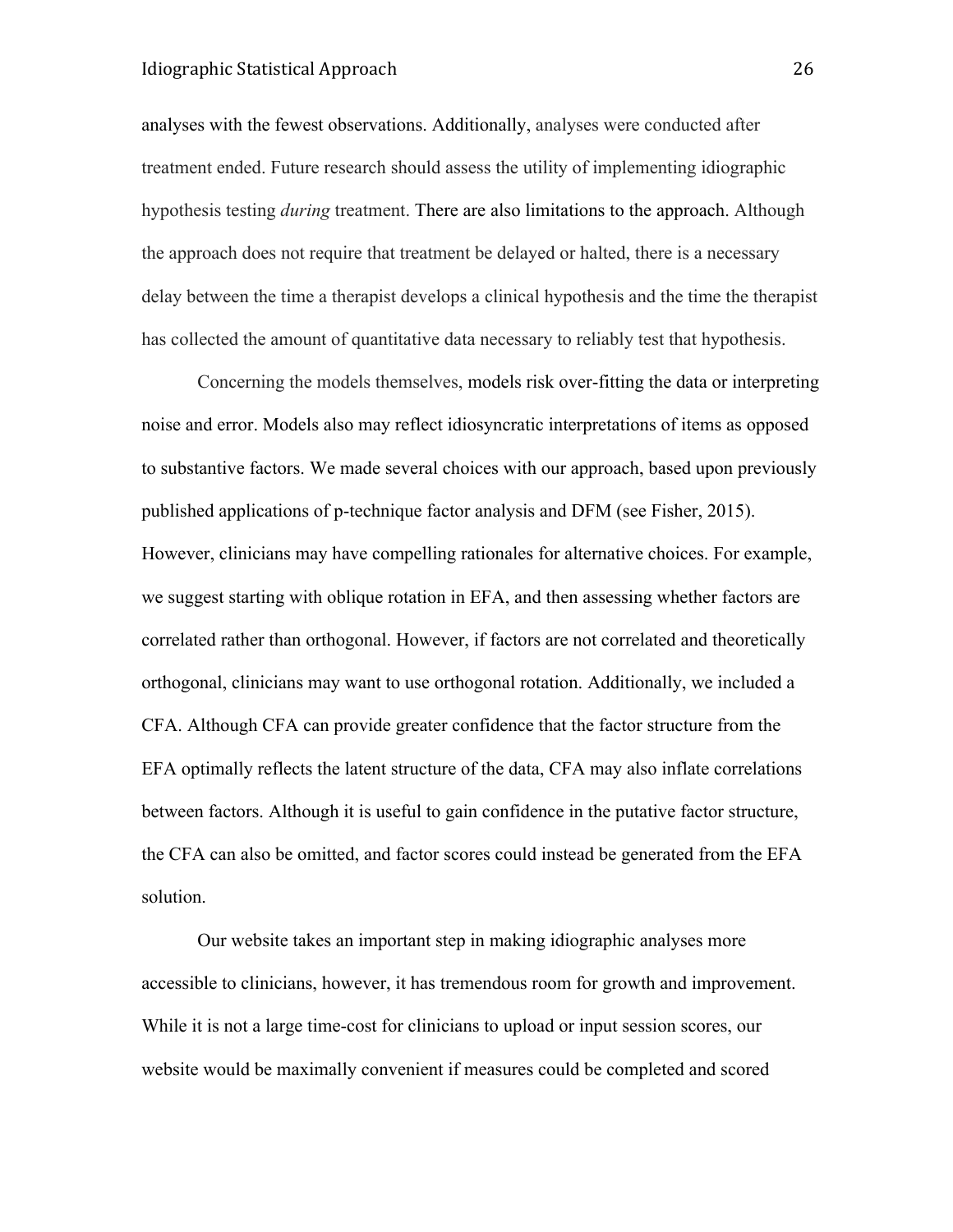analyses with the fewest observations. Additionally, analyses were conducted after treatment ended. Future research should assess the utility of implementing idiographic hypothesis testing *during* treatment. There are also limitations to the approach. Although the approach does not require that treatment be delayed or halted, there is a necessary delay between the time a therapist develops a clinical hypothesis and the time the therapist has collected the amount of quantitative data necessary to reliably test that hypothesis.

Concerning the models themselves, models risk over-fitting the data or interpreting noise and error. Models also may reflect idiosyncratic interpretations of items as opposed to substantive factors. We made several choices with our approach, based upon previously published applications of p-technique factor analysis and DFM (see Fisher, 2015). However, clinicians may have compelling rationales for alternative choices. For example, we suggest starting with oblique rotation in EFA, and then assessing whether factors are correlated rather than orthogonal. However, if factors are not correlated and theoretically orthogonal, clinicians may want to use orthogonal rotation. Additionally, we included a CFA. Although CFA can provide greater confidence that the factor structure from the EFA optimally reflects the latent structure of the data, CFA may also inflate correlations between factors. Although it is useful to gain confidence in the putative factor structure, the CFA can also be omitted, and factor scores could instead be generated from the EFA solution.

Our website takes an important step in making idiographic analyses more accessible to clinicians, however, it has tremendous room for growth and improvement. While it is not a large time-cost for clinicians to upload or input session scores, our website would be maximally convenient if measures could be completed and scored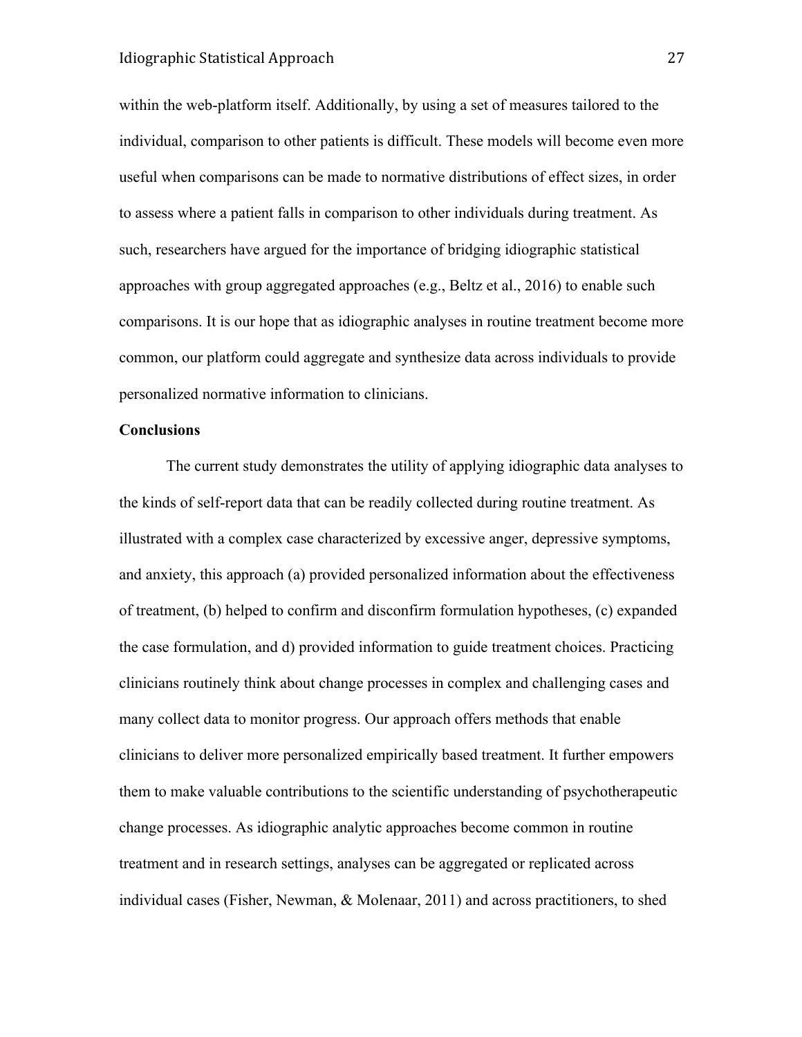within the web-platform itself. Additionally, by using a set of measures tailored to the individual, comparison to other patients is difficult. These models will become even more useful when comparisons can be made to normative distributions of effect sizes, in order to assess where a patient falls in comparison to other individuals during treatment. As such, researchers have argued for the importance of bridging idiographic statistical approaches with group aggregated approaches (e.g., Beltz et al., 2016) to enable such comparisons. It is our hope that as idiographic analyses in routine treatment become more common, our platform could aggregate and synthesize data across individuals to provide personalized normative information to clinicians.

**Conclusions**

The current study demonstrates the utility of applying idiographic data analyses to the kinds of self-report data that can be readily collected during routine treatment. As illustrated with a complex case characterized by excessive anger, depressive symptoms, and anxiety, this approach (a) provided personalized information about the effectiveness of treatment, (b) helped to confirm and disconfirm formulation hypotheses, (c) expanded the case formulation, and d) provided information to guide treatment choices. Practicing clinicians routinely think about change processes in complex and challenging cases and many collect data to monitor progress. Our approach offers methods that enable clinicians to deliver more personalized empirically based treatment. It further empowers them to make valuable contributions to the scientific understanding of psychotherapeutic change processes. As idiographic analytic approaches become common in routine treatment and in research settings, analyses can be aggregated or replicated across individual cases (Fisher, Newman, & Molenaar, 2011) and across practitioners, to shed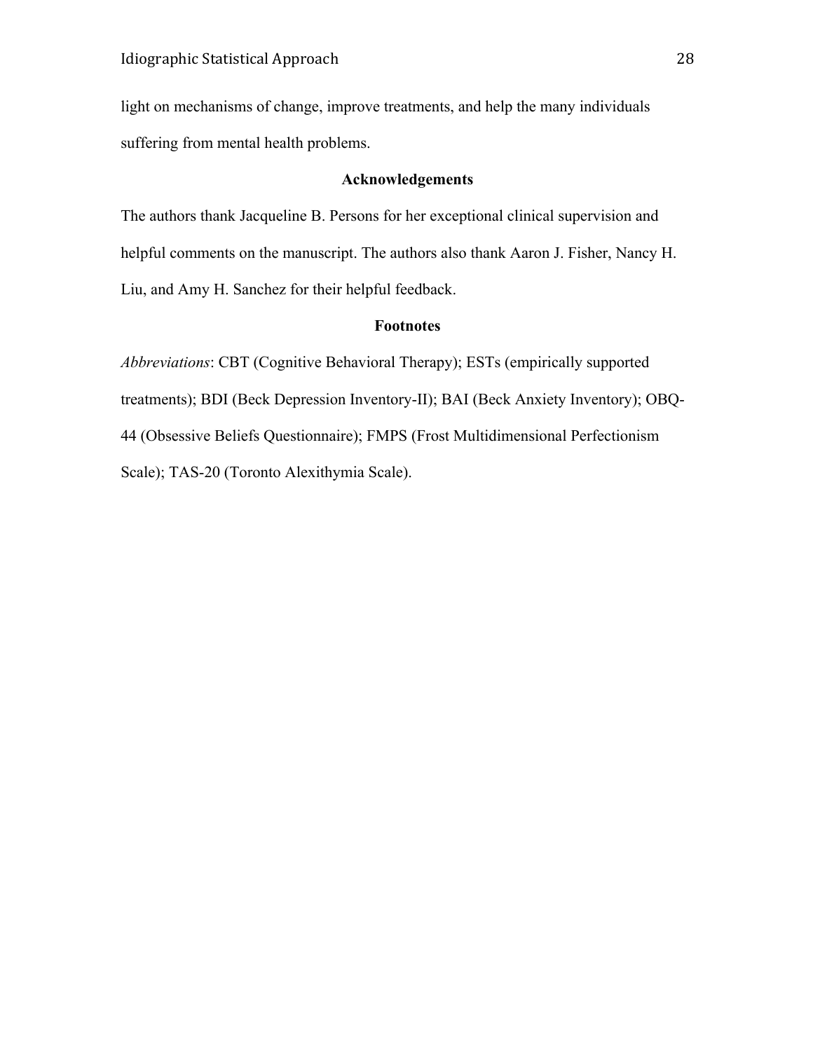light on mechanisms of change, improve treatments, and help the many individuals suffering from mental health problems.

## Acknowledgements

The authors thank Jacqueline B. Persons for her exceptional clinical supervision and helpful comments on the manuscript. The authors also thank Aaron J. Fisher, Nancy H. Liu, and Amy H. Sanchez for their helpful feedback.

## Footnotes

*Abbreviations*: CBT (Cognitive Behavioral Therapy); ESTs (empirically supported treatments); BDI (Beck Depression Inventory-II); BAI (Beck Anxiety Inventory); OBQ-44 (Obsessive Beliefs Questionnaire); FMPS (Frost Multidimensional Perfectionism Scale); TAS-20 (Toronto Alexithymia Scale).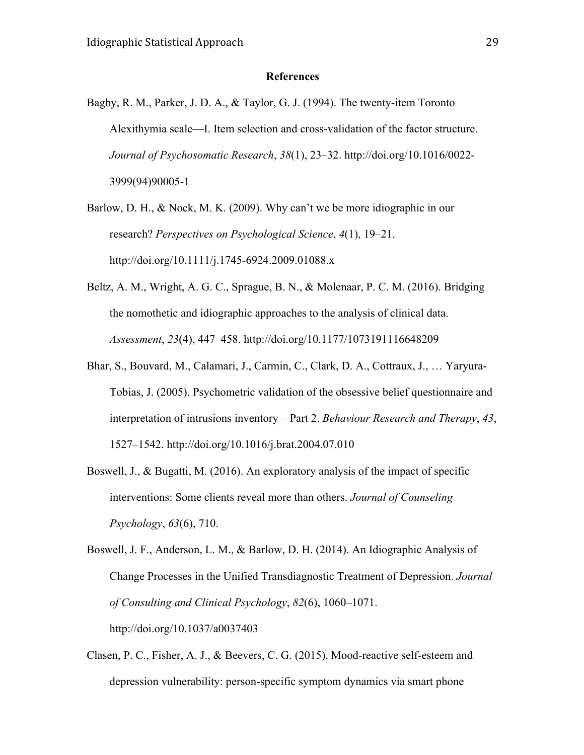## References

Bagby, R. M., Parker, J. D. A., & Taylor, G. J. (1994). The twenty-item Toronto Alexithymia scale—I. Item selection and cross-validation of the factor structure. *Journal of Psychosomatic Research*, *38*(1), 23–32. http://doi.org/10.1016/0022-3999(94)90005-1

Barlow, D. H., & Nock, M. K. (2009). Why can't we be more idiographic in our research? *Perspectives on Psychological Science*, *4*(1), 19–21. http://doi.org/10.1111/j.1745-6924.2009.01088.x

Beltz, A. M., Wright, A. G. C., Sprague, B. N., & Molenaar, P. C. M. (2016). Bridging the nomothetic and idiographic approaches to the analysis of clinical data. *Assessment*, *23*(4), 447–458. http://doi.org/10.1177/1073191116648209

Bhar, S., Bouvard, M., Calamari, J., Carmin, C., Clark, D. A., Cottraux, J., … Yaryura-Tobias, J. (2005). Psychometric validation of the obsessive belief questionnaire and interpretation of intrusions inventory—Part 2. *Behaviour Research and Therapy*, *43*, 1527–1542. http://doi.org/10.1016/j.brat.2004.07.010

Boswell, J., & Bugatti, M. (2016). An exploratory analysis of the impact of specific interventions: Some clients reveal more than others. *Journal of Counseling Psychology*, *63*(6), 710.

Boswell, J. F., Anderson, L. M., & Barlow, D. H. (2014). An Idiographic Analysis of Change Processes in the Unified Transdiagnostic Treatment of Depression. *Journal of Consulting and Clinical Psychology*, *82*(6), 1060–1071. http://doi.org/10.1037/a0037403

Clasen, P. C., Fisher, A. J., & Beevers, C. G. (2015). Mood-reactive self-esteem and depression vulnerability: person-specific symptom dynamics via smart phone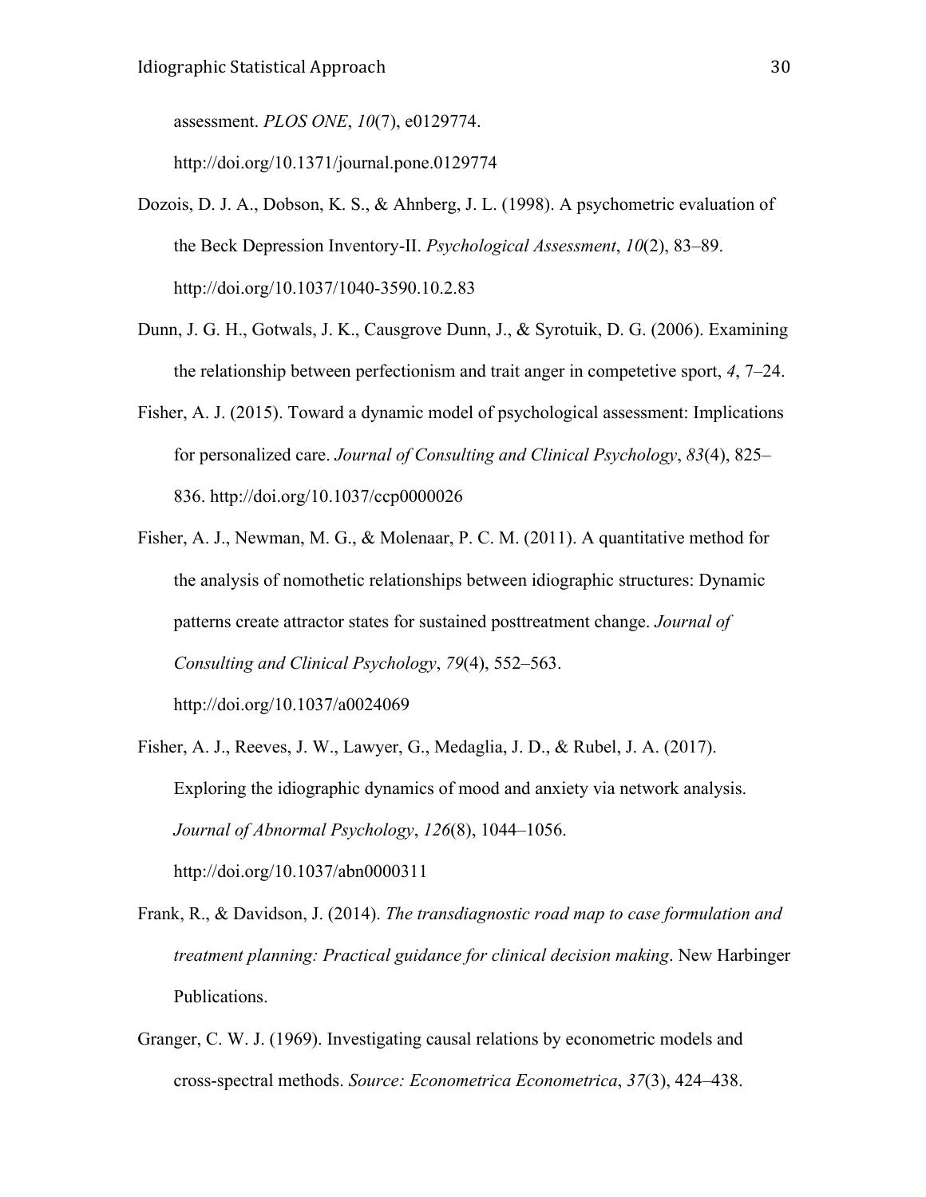assessment. *PLOS ONE*, *10*(7), e0129774. http://doi.org/10.1371/journal.pone.0129774

Dozois, D. J. A., Dobson, K. S., & Ahnberg, J. L. (1998). A psychometric evaluation of the Beck Depression Inventory-II. *Psychological Assessment*, *10*(2), 83–89. http://doi.org/10.1037/1040-3590.10.2.83

Dunn, J. G. H., Gotwals, J. K., Causgrove Dunn, J., & Syrotuik, D. G. (2006). Examining the relationship between perfectionism and trait anger in competetive sport, *4*, 7–24.

Fisher, A. J. (2015). Toward a dynamic model of psychological assessment: Implications for personalized care. *Journal of Consulting and Clinical Psychology*, *83*(4), 825–836. http://doi.org/10.1037/ccp0000026

Fisher, A. J., Newman, M. G., & Molenaar, P. C. M. (2011). A quantitative method for the analysis of nomothetic relationships between idiographic structures: Dynamic patterns create attractor states for sustained posttreatment change. *Journal of Consulting and Clinical Psychology*, *79*(4), 552–563. http://doi.org/10.1037/a0024069

Fisher, A. J., Reeves, J. W., Lawyer, G., Medaglia, J. D., & Rubel, J. A. (2017). Exploring the idiographic dynamics of mood and anxiety via network analysis. *Journal of Abnormal Psychology*, *126*(8), 1044–1056. http://doi.org/10.1037/abn0000311

Frank, R., & Davidson, J. (2014). *The transdiagnostic road map to case formulation and treatment planning: Practical guidance for clinical decision making*. New Harbinger Publications.

Granger, C. W. J. (1969). Investigating causal relations by econometric models and cross-spectral methods. *Source: Econometrica Econometrica*, *37*(3), 424–438.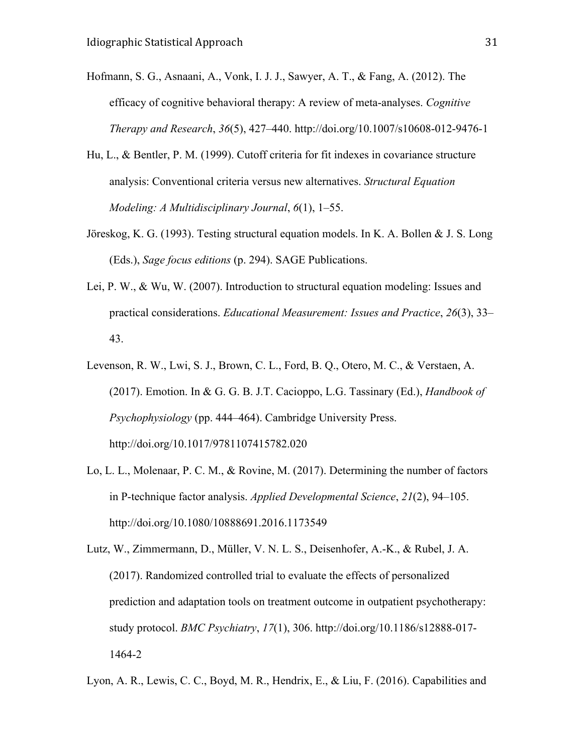Hofmann, S. G., Asnaani, A., Vonk, I. J. J., Sawyer, A. T., & Fang, A. (2012). The efficacy of cognitive behavioral therapy: A review of meta-analyses. *Cognitive Therapy and Research*, *36*(5), 427–440. http://doi.org/10.1007/s10608-012-9476-1

Hu, L., & Bentler, P. M. (1999). Cutoff criteria for fit indexes in covariance structure analysis: Conventional criteria versus new alternatives. *Structural Equation Modeling: A Multidisciplinary Journal*, *6*(1), 1–55.

Jöreskog, K. G. (1993). Testing structural equation models. In K. A. Bollen & J. S. Long (Eds.), *Sage focus editions* (p. 294). SAGE Publications.

Lei, P. W., & Wu, W. (2007). Introduction to structural equation modeling: Issues and practical considerations. *Educational Measurement: Issues and Practice*, *26*(3), 33–43.

Levenson, R. W., Lwi, S. J., Brown, C. L., Ford, B. Q., Otero, M. C., & Verstaen, A. (2017). Emotion. In & G. G. B. J.T. Cacioppo, L.G. Tassinary (Ed.), *Handbook of Psychophysiology* (pp. 444–464). Cambridge University Press. http://doi.org/10.1017/9781107415782.020

Lo, L. L., Molenaar, P. C. M., & Rovine, M. (2017). Determining the number of factors in P-technique factor analysis. *Applied Developmental Science*, *21*(2), 94–105. http://doi.org/10.1080/10888691.2016.1173549

Lutz, W., Zimmermann, D., Müller, V. N. L. S., Deisenhofer, A.-K., & Rubel, J. A. (2017). Randomized controlled trial to evaluate the effects of personalized prediction and adaptation tools on treatment outcome in outpatient psychotherapy: study protocol. *BMC Psychiatry*, *17*(1), 306. http://doi.org/10.1186/s12888-017-1464-2

Lyon, A. R., Lewis, C. C., Boyd, M. R., Hendrix, E., & Liu, F. (2016). Capabilities and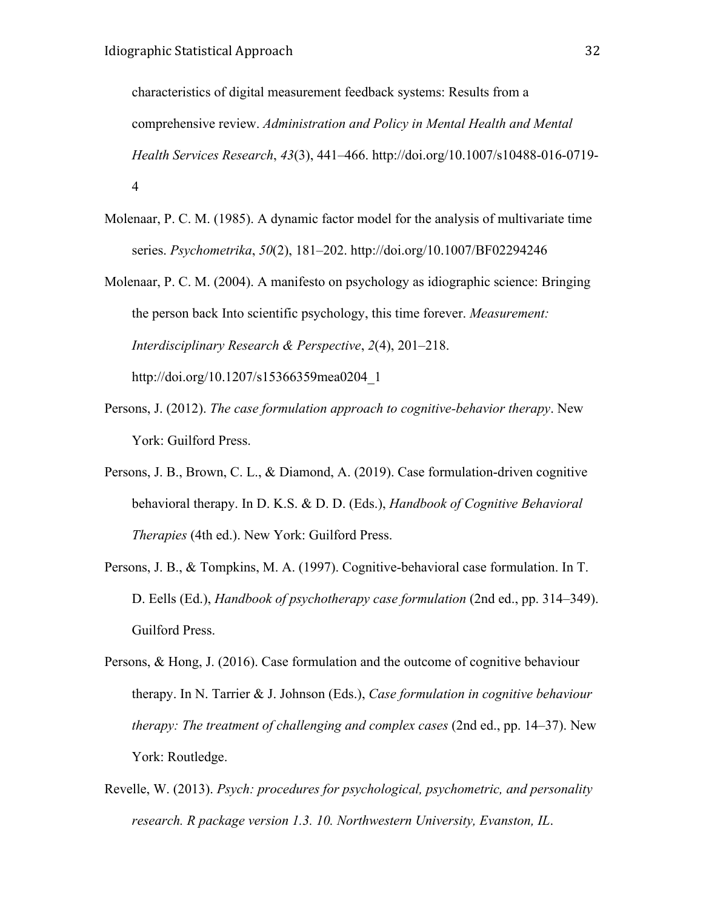characteristics of digital measurement feedback systems: Results from a comprehensive review. *Administration and Policy in Mental Health and Mental Health Services Research*, *43*(3), 441–466. http://doi.org/10.1007/s10488-016-0719-4

Molenaar, P. C. M. (1985). A dynamic factor model for the analysis of multivariate time series. *Psychometrika*, *50*(2), 181–202. http://doi.org/10.1007/BF02294246

Molenaar, P. C. M. (2004). A manifesto on psychology as idiographic science: Bringing the person back Into scientific psychology, this time forever. *Measurement: Interdisciplinary Research & Perspective*, *2*(4), 201–218. http://doi.org/10.1207/s15366359mea0204_1

Persons, J. (2012). *The case formulation approach to cognitive-behavior therapy*. New York: Guilford Press.

Persons, J. B., Brown, C. L., & Diamond, A. (2019). Case formulation-driven cognitive behavioral therapy. In D. K.S. & D. D. (Eds.), *Handbook of Cognitive Behavioral Therapies* (4th ed.). New York: Guilford Press.

Persons, J. B., & Tompkins, M. A. (1997). Cognitive-behavioral case formulation. In T. D. Eells (Ed.), *Handbook of psychotherapy case formulation* (2nd ed., pp. 314–349). Guilford Press.

Persons, & Hong, J. (2016). Case formulation and the outcome of cognitive behaviour therapy. In N. Tarrier & J. Johnson (Eds.), *Case formulation in cognitive behaviour therapy: The treatment of challenging and complex cases* (2nd ed., pp. 14–37). New York: Routledge.

Revelle, W. (2013). *Psych: procedures for psychological, psychometric, and personality research. R package version 1.3. 10. Northwestern University, Evanston, IL*.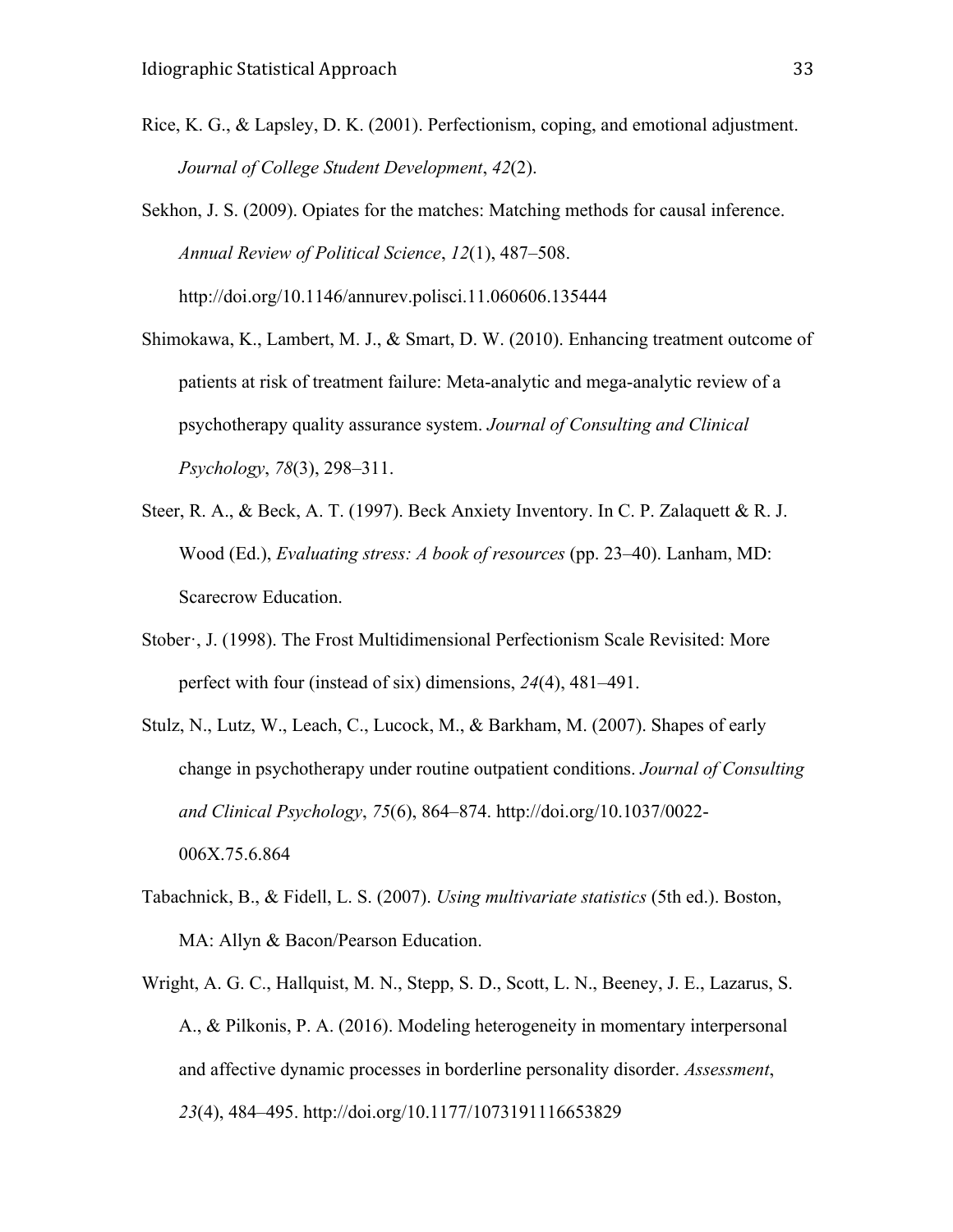Rice, K. G., & Lapsley, D. K. (2001). Perfectionism, coping, and emotional adjustment. *Journal of College Student Development*, *42*(2).

Sekhon, J. S. (2009). Opiates for the matches: Matching methods for causal inference. *Annual Review of Political Science*, *12*(1), 487–508. http://doi.org/10.1146/annurev.polisci.11.060606.135444

Shimokawa, K., Lambert, M. J., & Smart, D. W. (2010). Enhancing treatment outcome of patients at risk of treatment failure: Meta-analytic and mega-analytic review of a psychotherapy quality assurance system. *Journal of Consulting and Clinical Psychology*, *78*(3), 298–311.

Steer, R. A., & Beck, A. T. (1997). Beck Anxiety Inventory. In C. P. Zalaquett & R. J. Wood (Ed.), *Evaluating stress: A book of resources* (pp. 23–40). Lanham, MD: Scarecrow Education.

Stober·, J. (1998). The Frost Multidimensional Perfectionism Scale Revisited: More perfect with four (instead of six) dimensions, *24*(4), 481–491.

Stulz, N., Lutz, W., Leach, C., Lucock, M., & Barkham, M. (2007). Shapes of early change in psychotherapy under routine outpatient conditions. *Journal of Consulting and Clinical Psychology*, *75*(6), 864–874. http://doi.org/10.1037/0022-006X.75.6.864

Tabachnick, B., & Fidell, L. S. (2007). *Using multivariate statistics* (5th ed.). Boston, MA: Allyn & Bacon/Pearson Education.

Wright, A. G. C., Hallquist, M. N., Stepp, S. D., Scott, L. N., Beeney, J. E., Lazarus, S. A., & Pilkonis, P. A. (2016). Modeling heterogeneity in momentary interpersonal and affective dynamic processes in borderline personality disorder. *Assessment*, *23*(4), 484–495. http://doi.org/10.1177/1073191116653829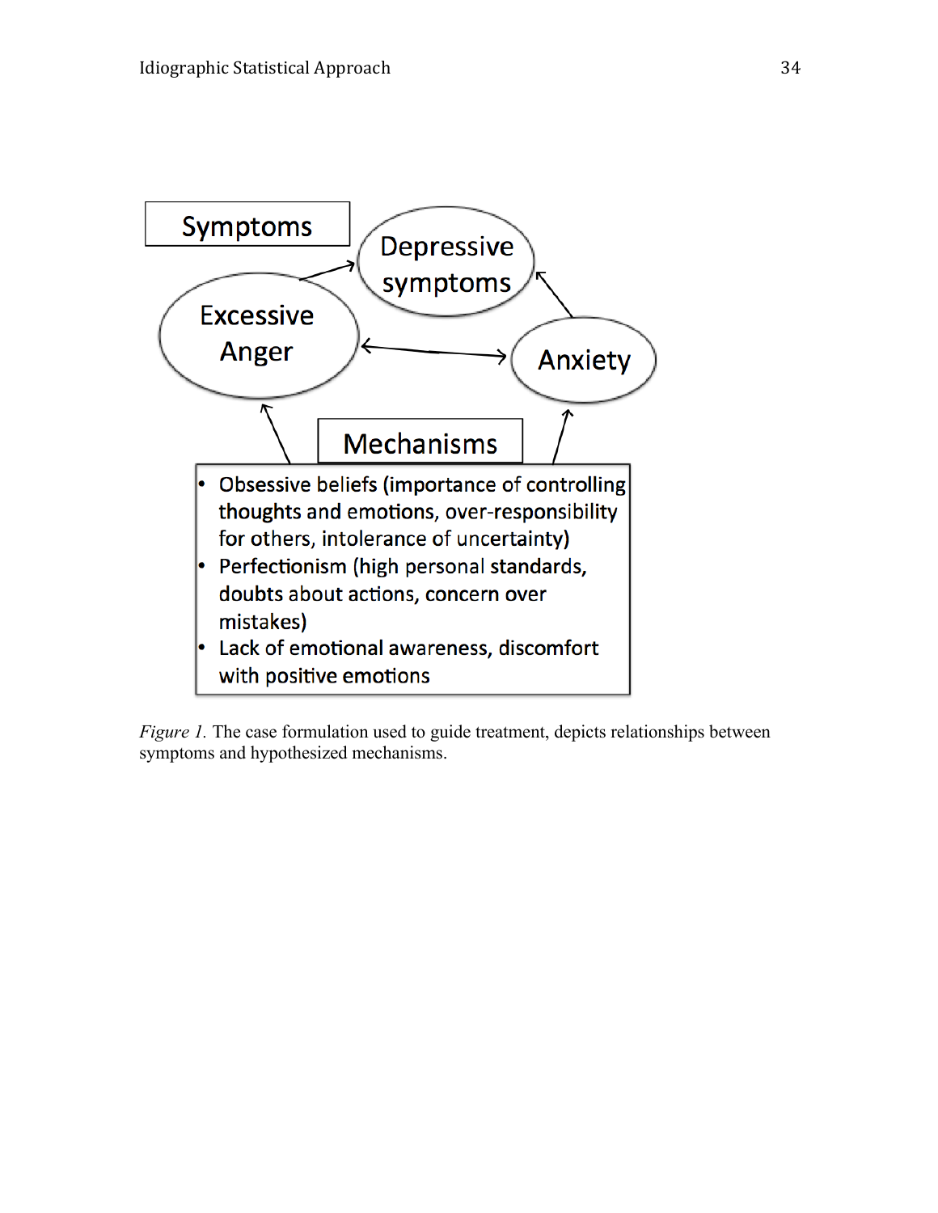Symptoms

Excessive Anger

Depressive symptoms

Anxiety

Mechanisms

- Obsessive beliefs (importance of controlling thoughts and emotions, over-responsibility for others, intolerance of uncertainty)
- Perfectionism (high personal standards, doubts about actions, concern over mistakes)
- Lack of emotional awareness, discomfort with positive emotions

*Figure 1.* The case formulation used to guide treatment, depicts relationships between symptoms and hypothesized mechanisms.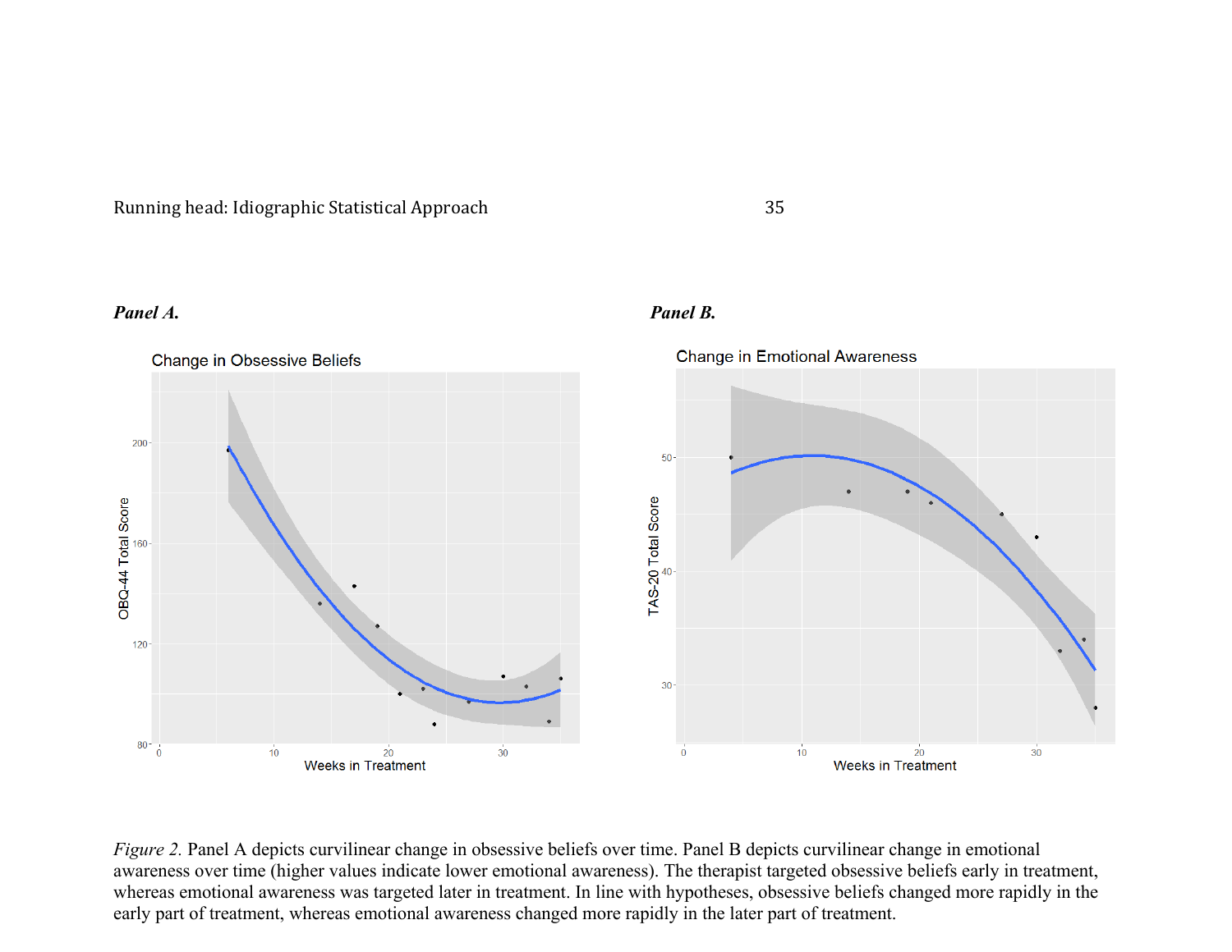***Panel A.***

***Panel B.***

*Figure 2.* Panel A depicts curvilinear change in obsessive beliefs over time. Panel B depicts curvilinear change in emotional awareness over time (higher values indicate lower emotional awareness). The therapist targeted obsessive beliefs early in treatment, whereas emotional awareness was targeted later in treatment. In line with hypotheses, obsessive beliefs changed more rapidly in the early part of treatment, whereas emotional awareness changed more rapidly in the later part of treatment.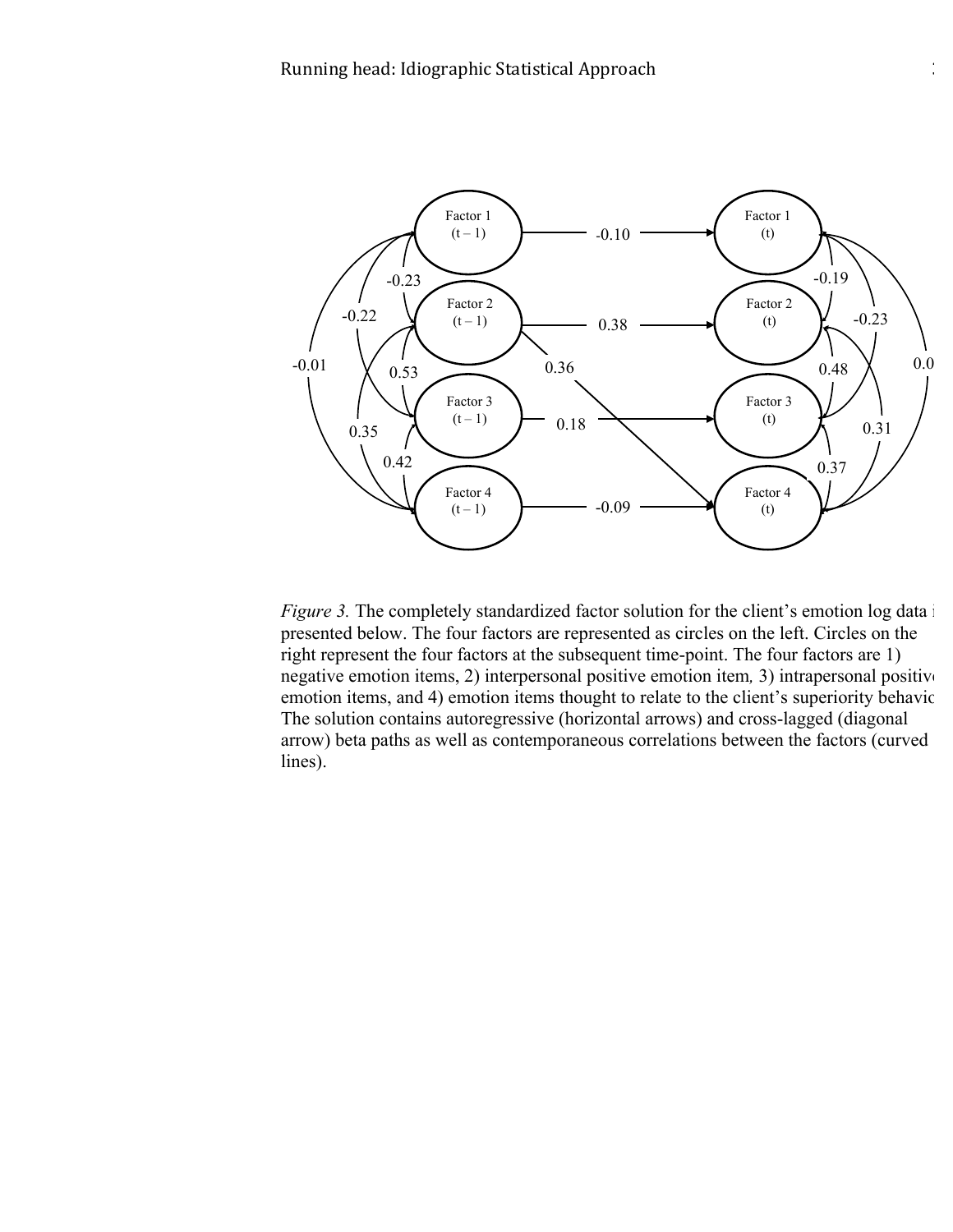*Figure 3.* The completely standardized factor solution for the client's emotion log data i presented below. The four factors are represented as circles on the left. Circles on the right represent the four factors at the subsequent time-point. The four factors are 1) negative emotion items, 2) interpersonal positive emotion item*,* 3) intrapersonal positiv emotion items, and 4) emotion items thought to relate to the client's superiority behavio The solution contains autoregressive (horizontal arrows) and cross-lagged (diagonal arrow) beta paths as well as contemporaneous correlations between the factors (curved lines).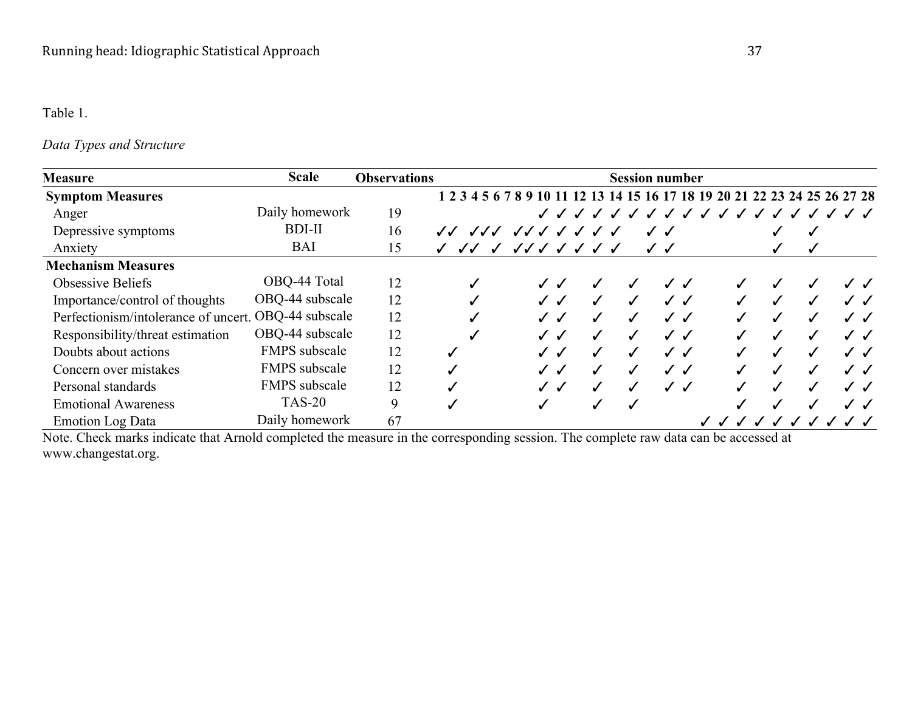Table 1.

*Data Types and Structure*

| Measure | Scale | Observations | Session number | | | | | | | | | | | | | | | | | | | | | | | | | | | |
|---|---|---|---|---|---|---|---|---|---|---|---|---|---|---|---|---|---|---|---|---|---|---|---|---|---|---|---|---|---|---|
| **Symptom Measures** | | | **1** | **2** | **3** | **4** | **5** | **6** | **7** | **8** | **9** | **10** | **11** | **12** | **13** | **14** | **15** | **16** | **17** | **18** | **19** | **20** | **21** | **22** | **23** | **24** | **25** | **26** | **27** | **28** |
| Anger | Daily homework | 19 | | | | | | | | | | ✓ | ✓ | ✓ | ✓ | ✓ | ✓ | ✓ | ✓ | ✓ | ✓ | ✓ | ✓ | ✓ | ✓ | ✓ | ✓ | ✓ | ✓ | ✓ |
| Depressive symptoms | BDI-II | 16 | ✓ | ✓ | | ✓ | ✓ | ✓ | | ✓ | ✓ | ✓ | ✓ | ✓ | ✓ | ✓ | | ✓ | ✓ | | | | | | ✓ | | ✓ | | | |
| Anxiety | BAI | 15 | ✓ | | ✓ | ✓ | | ✓ | | ✓ | ✓ | ✓ | ✓ | ✓ | ✓ | ✓ | | ✓ | ✓ | | | | | | ✓ | | ✓ | | | |
| **Mechanism Measures** | | | | | | | | | | | | | | | | | | | | | | | | | | | | | | |
| Obsessive Beliefs | OBQ-44 Total | 12 | | | | ✓ | | | | | | ✓ | ✓ | | ✓ | | ✓ | | ✓ | ✓ | | | ✓ | | ✓ | | ✓ | | ✓ | ✓ |
| Importance/control of thoughts | OBQ-44 subscale | 12 | | | | ✓ | | | | | | ✓ | ✓ | | ✓ | | ✓ | | ✓ | ✓ | | | ✓ | | ✓ | | ✓ | | ✓ | ✓ |
| Perfectionism/intolerance of uncert. | OBQ-44 subscale | 12 | | | | ✓ | | | | | | ✓ | ✓ | | ✓ | | ✓ | | ✓ | ✓ | | | ✓ | | ✓ | | ✓ | | ✓ | ✓ |
| Responsibility/threat estimation | OBQ-44 subscale | 12 | | | | ✓ | | | | | | ✓ | ✓ | | ✓ | | ✓ | | ✓ | ✓ | | | ✓ | | ✓ | | ✓ | | ✓ | ✓ |
| Doubts about actions | FMPS subscale | 12 | | ✓ | | | | | | | | ✓ | ✓ | | ✓ | | ✓ | | ✓ | ✓ | | | ✓ | | ✓ | | ✓ | | ✓ | ✓ |
| Concern over mistakes | FMPS subscale | 12 | | ✓ | | | | | | | | ✓ | ✓ | | ✓ | | ✓ | | ✓ | ✓ | | | ✓ | | ✓ | | ✓ | | ✓ | ✓ |
| Personal standards | FMPS subscale | 12 | | ✓ | | | | | | | | ✓ | ✓ | | ✓ | | ✓ | | ✓ | ✓ | | | ✓ | | ✓ | | ✓ | | ✓ | ✓ |
| Emotional Awareness | TAS-20 | 9 | | ✓ | | | | | | | | ✓ | | | ✓ | | ✓ | | | | | | ✓ | | ✓ | | ✓ | | ✓ | ✓ |
| Emotion Log Data | Daily homework | 67 | | | | | | | | | | | | | | | | | | | ✓ | ✓ | ✓ | ✓ | ✓ | ✓ | ✓ | ✓ | ✓ | ✓ |

Note. Check marks indicate that Arnold completed the measure in the corresponding session. The complete raw data can be accessed at www.changestat.org.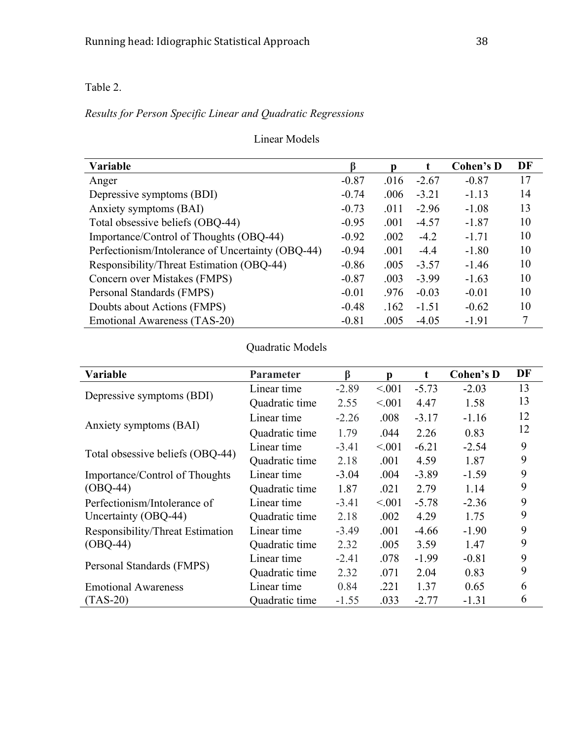Table 2.

*Results for Person Specific Linear and Quadratic Regressions*

Linear Models

| Variable | β | p | t | Cohen's D | DF |
|---|---|---|---|---|---|
| Anger | -0.87 | .016 | -2.67 | -0.87 | 17 |
| Depressive symptoms (BDI) | -0.74 | .006 | -3.21 | -1.13 | 14 |
| Anxiety symptoms (BAI) | -0.73 | .011 | -2.96 | -1.08 | 13 |
| Total obsessive beliefs (OBQ-44) | -0.95 | .001 | -4.57 | -1.87 | 10 |
| Importance/Control of Thoughts (OBQ-44) | -0.92 | .002 | -4.2 | -1.71 | 10 |
| Perfectionism/Intolerance of Uncertainty (OBQ-44) | -0.94 | .001 | -4.4 | -1.80 | 10 |
| Responsibility/Threat Estimation (OBQ-44) | -0.86 | .005 | -3.57 | -1.46 | 10 |
| Concern over Mistakes (FMPS) | -0.87 | .003 | -3.99 | -1.63 | 10 |
| Personal Standards (FMPS) | -0.01 | .976 | -0.03 | -0.01 | 10 |
| Doubts about Actions (FMPS) | -0.48 | .162 | -1.51 | -0.62 | 10 |
| Emotional Awareness (TAS-20) | -0.81 | .005 | -4.05 | -1.91 | 7 |

Quadratic Models

| Variable | Parameter | β | p | t | Cohen's D | DF |
|---|---|---|---|---|---|---|
| Depressive symptoms (BDI) | Linear time | -2.89 | <.001 | -5.73 | -2.03 | 13 |
| | Quadratic time | 2.55 | <.001 | 4.47 | 1.58 | 13 |
| Anxiety symptoms (BAI) | Linear time | -2.26 | .008 | -3.17 | -1.16 | 12 |
| | Quadratic time | 1.79 | .044 | 2.26 | 0.83 | 12 |
| Total obsessive beliefs (OBQ-44) | Linear time | -3.41 | <.001 | -6.21 | -2.54 | 9 |
| | Quadratic time | 2.18 | .001 | 4.59 | 1.87 | 9 |
| Importance/Control of Thoughts (OBQ-44) | Linear time | -3.04 | .004 | -3.89 | -1.59 | 9 |
| | Quadratic time | 1.87 | .021 | 2.79 | 1.14 | 9 |
| Perfectionism/Intolerance of Uncertainty (OBQ-44) | Linear time | -3.41 | <.001 | -5.78 | -2.36 | 9 |
| | Quadratic time | 2.18 | .002 | 4.29 | 1.75 | 9 |
| Responsibility/Threat Estimation (OBQ-44) | Linear time | -3.49 | .001 | -4.66 | -1.90 | 9 |
| | Quadratic time | 2.32 | .005 | 3.59 | 1.47 | 9 |
| Personal Standards (FMPS) | Linear time | -2.41 | .078 | -1.99 | -0.81 | 9 |
| | Quadratic time | 2.32 | .071 | 2.04 | 0.83 | 9 |
| Emotional Awareness (TAS-20) | Linear time | 0.84 | .221 | 1.37 | 0.65 | 6 |
| | Quadratic time | -1.55 | .033 | -2.77 | -1.31 | 6 |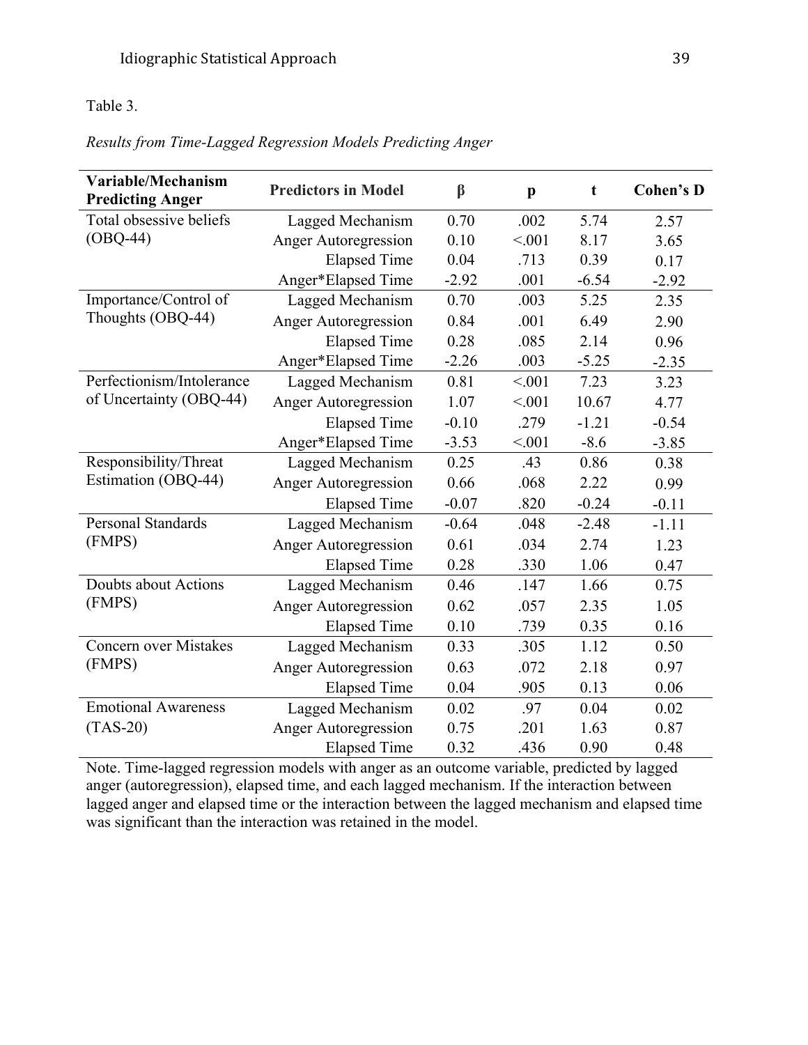Table 3.

*Results from Time-Lagged Regression Models Predicting Anger*

| Variable/Mechanism Predicting Anger | Predictors in Model | β | p | t | Cohen's D |
|---|---|---|---|---|---|
| Total obsessive beliefs (OBQ-44) | Lagged Mechanism | 0.70 | .002 | 5.74 | 2.57 |
| | Anger Autoregression | 0.10 | <.001 | 8.17 | 3.65 |
| | Elapsed Time | 0.04 | .713 | 0.39 | 0.17 |
| | Anger*Elapsed Time | -2.92 | .001 | -6.54 | -2.92 |
| Importance/Control of Thoughts (OBQ-44) | Lagged Mechanism | 0.70 | .003 | 5.25 | 2.35 |
| | Anger Autoregression | 0.84 | .001 | 6.49 | 2.90 |
| | Elapsed Time | 0.28 | .085 | 2.14 | 0.96 |
| | Anger*Elapsed Time | -2.26 | .003 | -5.25 | -2.35 |
| Perfectionism/Intolerance of Uncertainty (OBQ-44) | Lagged Mechanism | 0.81 | <.001 | 7.23 | 3.23 |
| | Anger Autoregression | 1.07 | <.001 | 10.67 | 4.77 |
| | Elapsed Time | -0.10 | .279 | -1.21 | -0.54 |
| | Anger*Elapsed Time | -3.53 | <.001 | -8.6 | -3.85 |
| Responsibility/Threat Estimation (OBQ-44) | Lagged Mechanism | 0.25 | .43 | 0.86 | 0.38 |
| | Anger Autoregression | 0.66 | .068 | 2.22 | 0.99 |
| | Elapsed Time | -0.07 | .820 | -0.24 | -0.11 |
| Personal Standards (FMPS) | Lagged Mechanism | -0.64 | .048 | -2.48 | -1.11 |
| | Anger Autoregression | 0.61 | .034 | 2.74 | 1.23 |
| | Elapsed Time | 0.28 | .330 | 1.06 | 0.47 |
| Doubts about Actions (FMPS) | Lagged Mechanism | 0.46 | .147 | 1.66 | 0.75 |
| | Anger Autoregression | 0.62 | .057 | 2.35 | 1.05 |
| | Elapsed Time | 0.10 | .739 | 0.35 | 0.16 |
| Concern over Mistakes (FMPS) | Lagged Mechanism | 0.33 | .305 | 1.12 | 0.50 |
| | Anger Autoregression | 0.63 | .072 | 2.18 | 0.97 |
| | Elapsed Time | 0.04 | .905 | 0.13 | 0.06 |
| Emotional Awareness (TAS-20) | Lagged Mechanism | 0.02 | .97 | 0.04 | 0.02 |
| | Anger Autoregression | 0.75 | .201 | 1.63 | 0.87 |
| | Elapsed Time | 0.32 | .436 | 0.90 | 0.48 |

Note. Time-lagged regression models with anger as an outcome variable, predicted by lagged anger (autoregression), elapsed time, and each lagged mechanism. If the interaction between lagged anger and elapsed time or the interaction between the lagged mechanism and elapsed time was significant than the interaction was retained in the model.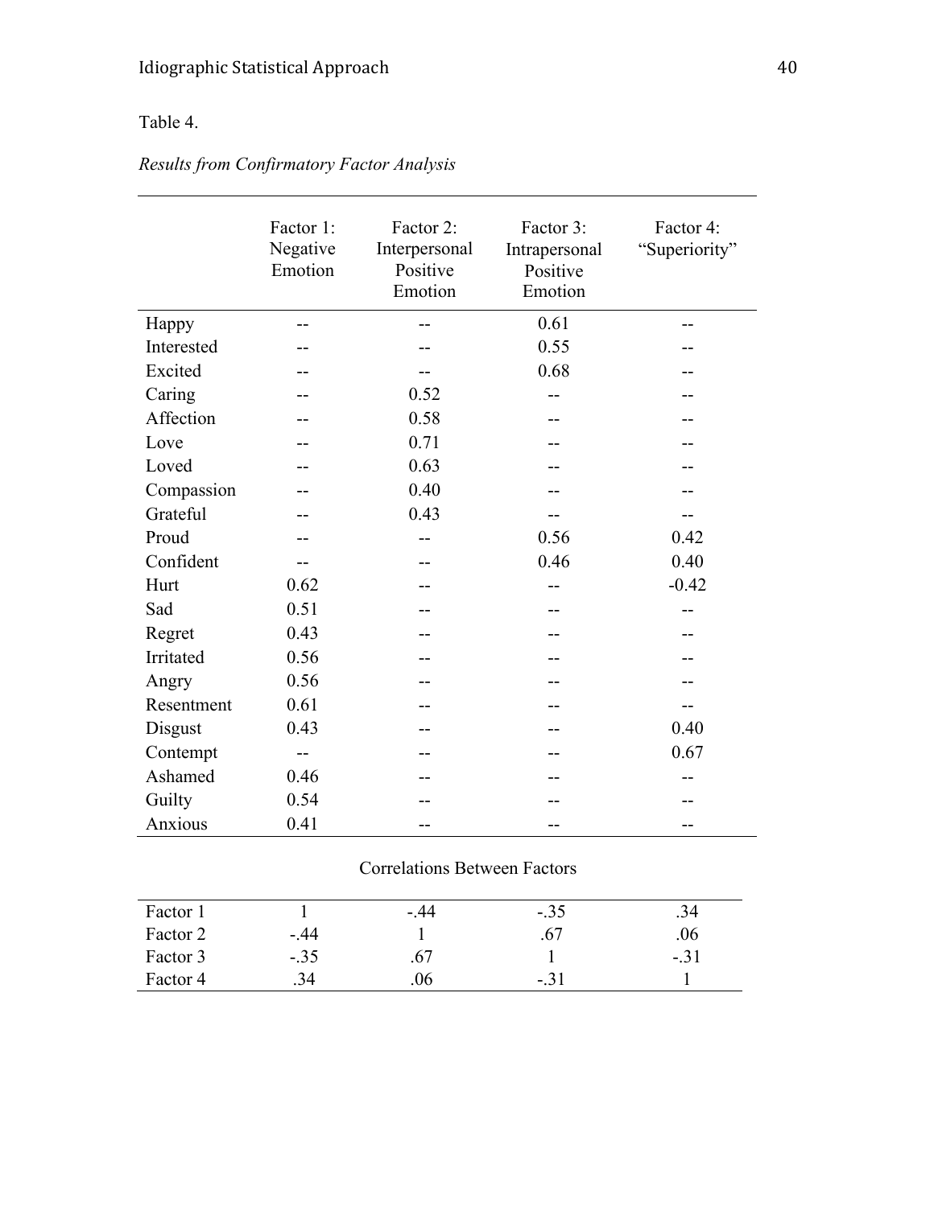Table 4.

*Results from Confirmatory Factor Analysis*

| | Factor 1: Negative Emotion | Factor 2: Interpersonal Positive Emotion | Factor 3: Intrapersonal Positive Emotion | Factor 4: "Superiority" |
|---|---|---|---|---|
| Happy | -- | -- | 0.61 | -- |
| Interested | -- | -- | 0.55 | -- |
| Excited | -- | -- | 0.68 | -- |
| Caring | -- | 0.52 | -- | -- |
| Affection | -- | 0.58 | -- | -- |
| Love | -- | 0.71 | -- | -- |
| Loved | -- | 0.63 | -- | -- |
| Compassion | -- | 0.40 | -- | -- |
| Grateful | -- | 0.43 | -- | -- |
| Proud | -- | -- | 0.56 | 0.42 |
| Confident | -- | -- | 0.46 | 0.40 |
| Hurt | 0.62 | -- | -- | -0.42 |
| Sad | 0.51 | -- | -- | -- |
| Regret | 0.43 | -- | -- | -- |
| Irritated | 0.56 | -- | -- | -- |
| Angry | 0.56 | -- | -- | -- |
| Resentment | 0.61 | -- | -- | -- |
| Disgust | 0.43 | -- | -- | 0.40 |
| Contempt | -- | -- | -- | 0.67 |
| Ashamed | 0.46 | -- | -- | -- |
| Guilty | 0.54 | -- | -- | -- |
| Anxious | 0.41 | -- | -- | -- |

Correlations Between Factors

| | | | | |
|---|---|---|---|---|
| Factor 1 | 1 | -.44 | -.35 | .34 |
| Factor 2 | -.44 | 1 | .67 | .06 |
| Factor 3 | -.35 | .67 | 1 | -.31 |
| Factor 4 | .34 | .06 | -.31 | 1 |